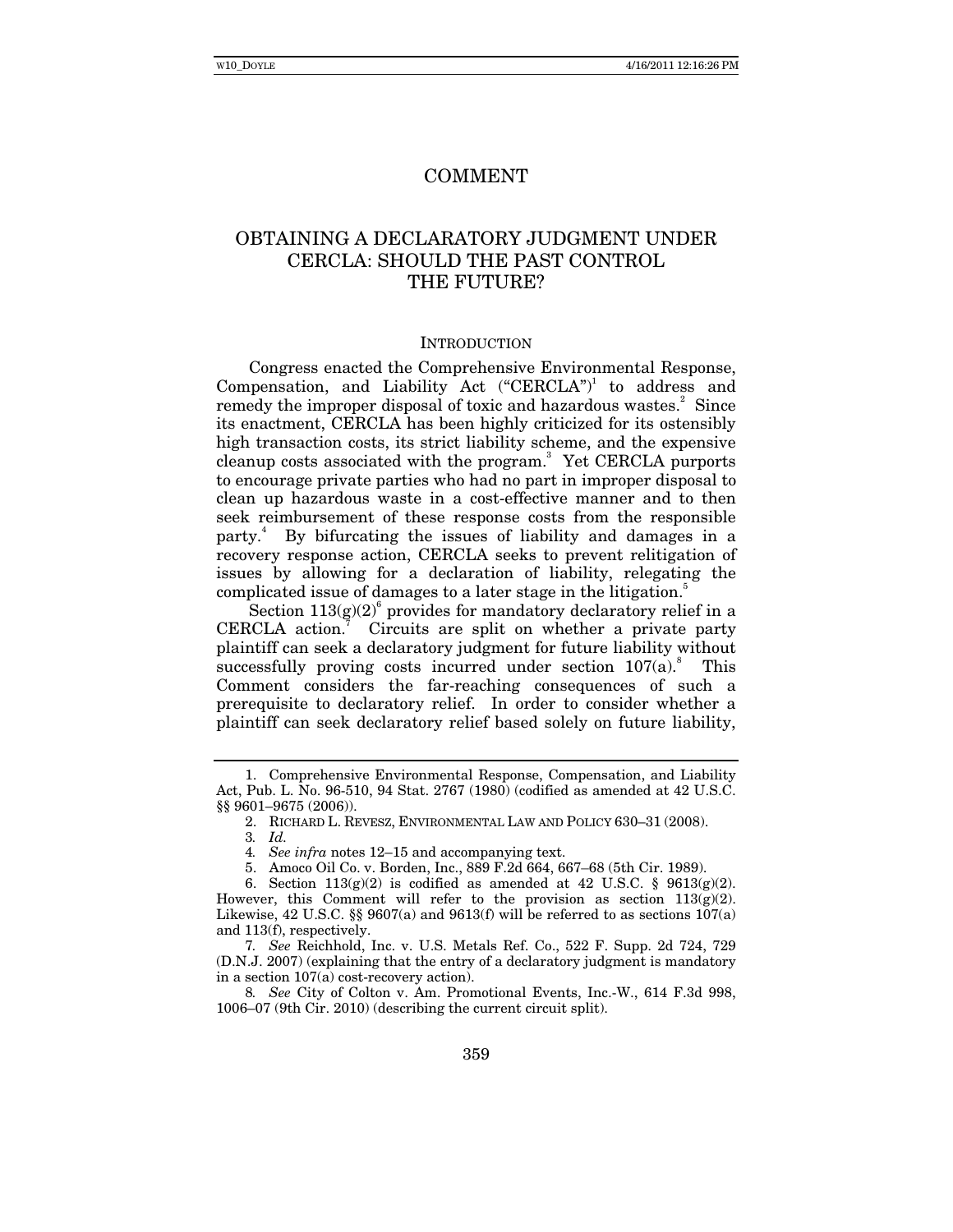# COMMENT

## OBTAINING A DECLARATORY JUDGMENT UNDER CERCLA: SHOULD THE PAST CONTROL THE FUTURE?

### INTRODUCTION

Congress enacted the Comprehensive Environmental Response, Compensation, and Liability Act ("CERCLA")[1] to address and remedy the improper disposal of toxic and hazardous wastes.[2] Since its enactment, CERCLA has been highly criticized for its ostensibly high transaction costs, its strict liability scheme, and the expensive cleanup costs associated with the program.[3] Yet CERCLA purports to encourage private parties who had no part in improper disposal to clean up hazardous waste in a cost-effective manner and to then seek reimbursement of these response costs from the responsible party.[4] By bifurcating the issues of liability and damages in a recovery response action, CERCLA seeks to prevent relitigation of issues by allowing for a declaration of liability, relegating the complicated issue of damages to a later stage in the litigation.[5]

Section 113(g)(2)[6] provides for mandatory declaratory relief in a CERCLA action.[7] Circuits are split on whether a private party plaintiff can seek a declaratory judgment for future liability without successfully proving costs incurred under section 107(a).[8] This Comment considers the far-reaching consequences of such a prerequisite to declaratory relief. In order to consider whether a plaintiff can seek declaratory relief based solely on future liability,

---

1. Comprehensive Environmental Response, Compensation, and Liability Act, Pub. L. No. 96-510, 94 Stat. 2767 (1980) (codified as amended at 42 U.S.C. §§ 9601–9675 (2006)).

2. RICHARD L. REVESZ, ENVIRONMENTAL LAW AND POLICY 630–31 (2008).

3. *Id.*

4. *See infra* notes 12–15 and accompanying text.

5. Amoco Oil Co. v. Borden, Inc., 889 F.2d 664, 667–68 (5th Cir. 1989).

6. Section 113(g)(2) is codified as amended at 42 U.S.C. § 9613(g)(2). However, this Comment will refer to the provision as section 113(g)(2). Likewise, 42 U.S.C. §§ 9607(a) and 9613(f) will be referred to as sections 107(a) and 113(f), respectively.

7. *See* Reichhold, Inc. v. U.S. Metals Ref. Co., 522 F. Supp. 2d 724, 729 (D.N.J. 2007) (explaining that the entry of a declaratory judgment is mandatory in a section 107(a) cost-recovery action).

8. *See* City of Colton v. Am. Promotional Events, Inc.-W., 614 F.3d 998, 1006–07 (9th Cir. 2010) (describing the current circuit split).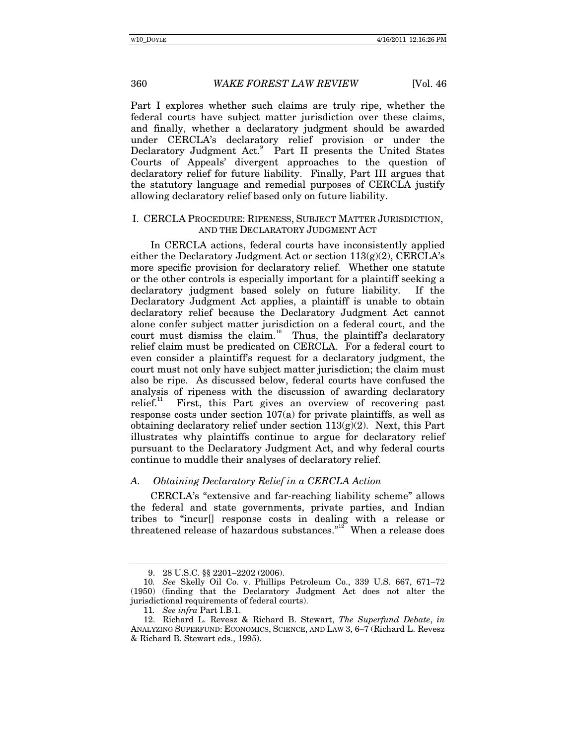Part I explores whether such claims are truly ripe, whether the federal courts have subject matter jurisdiction over these claims, and finally, whether a declaratory judgment should be awarded under CERCLA's declaratory relief provision or under the Declaratory Judgment Act.[9] Part II presents the United States Courts of Appeals' divergent approaches to the question of declaratory relief for future liability. Finally, Part III argues that the statutory language and remedial purposes of CERCLA justify allowing declaratory relief based only on future liability.

## I. CERCLA PROCEDURE: RIPENESS, SUBJECT MATTER JURISDICTION, AND THE DECLARATORY JUDGMENT ACT

In CERCLA actions, federal courts have inconsistently applied either the Declaratory Judgment Act or section 113(g)(2), CERCLA's more specific provision for declaratory relief. Whether one statute or the other controls is especially important for a plaintiff seeking a declaratory judgment based solely on future liability. If the Declaratory Judgment Act applies, a plaintiff is unable to obtain declaratory relief because the Declaratory Judgment Act cannot alone confer subject matter jurisdiction on a federal court, and the court must dismiss the claim.[10] Thus, the plaintiff's declaratory relief claim must be predicated on CERCLA. For a federal court to even consider a plaintiff's request for a declaratory judgment, the court must not only have subject matter jurisdiction; the claim must also be ripe. As discussed below, federal courts have confused the analysis of ripeness with the discussion of awarding declaratory relief.[11] First, this Part gives an overview of recovering past response costs under section 107(a) for private plaintiffs, as well as obtaining declaratory relief under section 113(g)(2). Next, this Part illustrates why plaintiffs continue to argue for declaratory relief pursuant to the Declaratory Judgment Act, and why federal courts continue to muddle their analyses of declaratory relief.

### A. *Obtaining Declaratory Relief in a CERCLA Action*

CERCLA's "extensive and far-reaching liability scheme" allows the federal and state governments, private parties, and Indian tribes to "incur[] response costs in dealing with a release or threatened release of hazardous substances."[12] When a release does

---

9. 28 U.S.C. §§ 2201–2202 (2006).

10. *See* Skelly Oil Co. v. Phillips Petroleum Co., 339 U.S. 667, 671–72 (1950) (finding that the Declaratory Judgment Act does not alter the jurisdictional requirements of federal courts).

11. *See infra* Part I.B.1.

12. Richard L. Revesz & Richard B. Stewart, *The Superfund Debate*, *in* ANALYZING SUPERFUND: ECONOMICS, SCIENCE, AND LAW 3, 6–7 (Richard L. Revesz & Richard B. Stewart eds., 1995).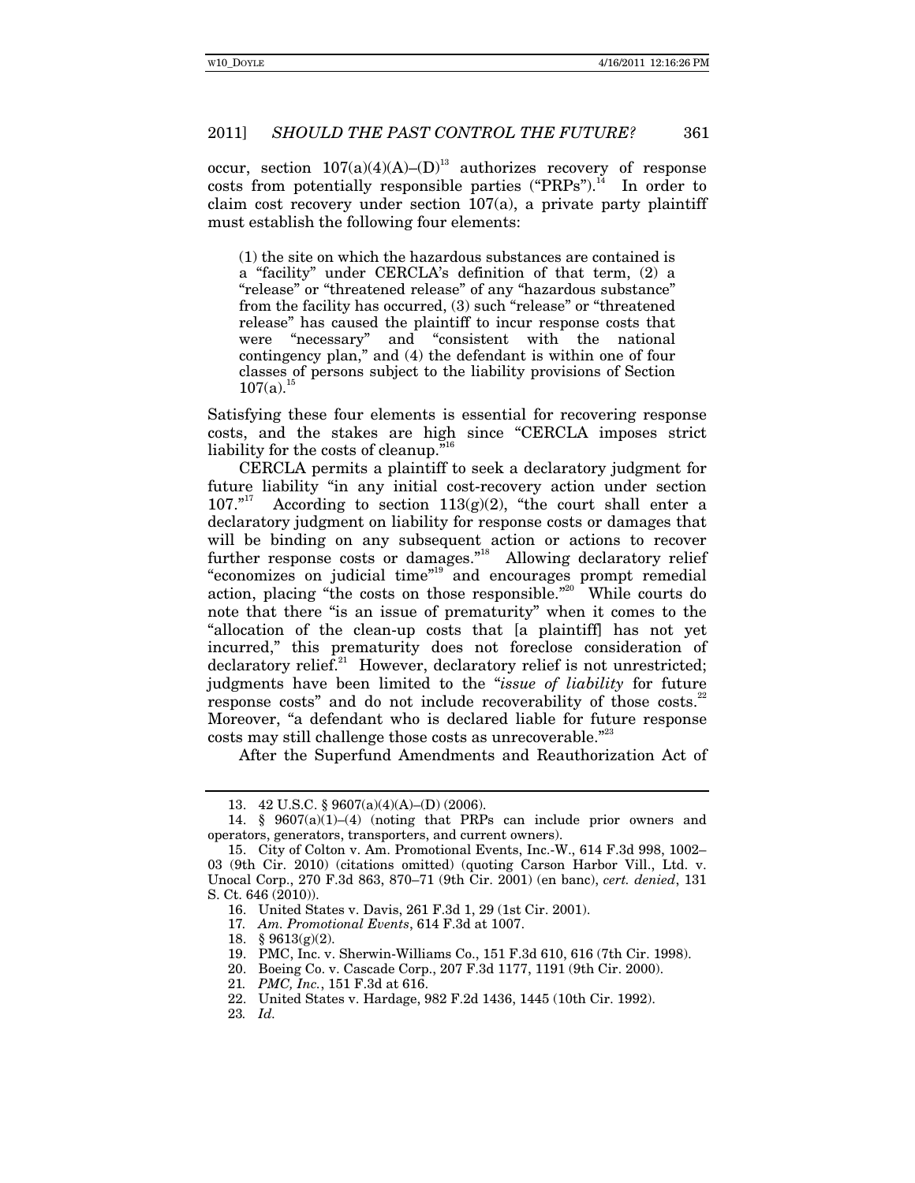occur, section 107(a)(4)(A)–(D)[13] authorizes recovery of response costs from potentially responsible parties ("PRPs").[14] In order to claim cost recovery under section 107(a), a private party plaintiff must establish the following four elements:

> (1) the site on which the hazardous substances are contained is a "facility" under CERCLA's definition of that term, (2) a "release" or "threatened release" of any "hazardous substance" from the facility has occurred, (3) such "release" or "threatened release" has caused the plaintiff to incur response costs that were "necessary" and "consistent with the national contingency plan," and (4) the defendant is within one of four classes of persons subject to the liability provisions of Section 107(a).[15]

Satisfying these four elements is essential for recovering response costs, and the stakes are high since "CERCLA imposes strict liability for the costs of cleanup."[16]

CERCLA permits a plaintiff to seek a declaratory judgment for future liability "in any initial cost-recovery action under section 107."[17] According to section 113(g)(2), "the court shall enter a declaratory judgment on liability for response costs or damages that will be binding on any subsequent action or actions to recover further response costs or damages."[18] Allowing declaratory relief "economizes on judicial time"[19] and encourages prompt remedial action, placing "the costs on those responsible."[20] While courts do note that there "is an issue of prematurity" when it comes to the "allocation of the clean-up costs that [a plaintiff] has not yet incurred," this prematurity does not foreclose consideration of declaratory relief.[21] However, declaratory relief is not unrestricted; judgments have been limited to the "*issue of liability* for future response costs" and do not include recoverability of those costs.[22] Moreover, "a defendant who is declared liable for future response costs may still challenge those costs as unrecoverable."[23]

After the Superfund Amendments and Reauthorization Act of

---

13. 42 U.S.C. § 9607(a)(4)(A)–(D) (2006).

14. § 9607(a)(1)–(4) (noting that PRPs can include prior owners and operators, generators, transporters, and current owners).

15. City of Colton v. Am. Promotional Events, Inc.-W., 614 F.3d 998, 1002–03 (9th Cir. 2010) (citations omitted) (quoting Carson Harbor Vill., Ltd. v. Unocal Corp., 270 F.3d 863, 870–71 (9th Cir. 2001) (en banc), *cert. denied*, 131 S. Ct. 646 (2010)).

16. United States v. Davis, 261 F.3d 1, 29 (1st Cir. 2001).

17. *Am. Promotional Events*, 614 F.3d at 1007.

18. § 9613(g)(2).

19. PMC, Inc. v. Sherwin-Williams Co., 151 F.3d 610, 616 (7th Cir. 1998).

20. Boeing Co. v. Cascade Corp., 207 F.3d 1177, 1191 (9th Cir. 2000).

21. *PMC, Inc.*, 151 F.3d at 616.

22. United States v. Hardage, 982 F.2d 1436, 1445 (10th Cir. 1992).

23. *Id.*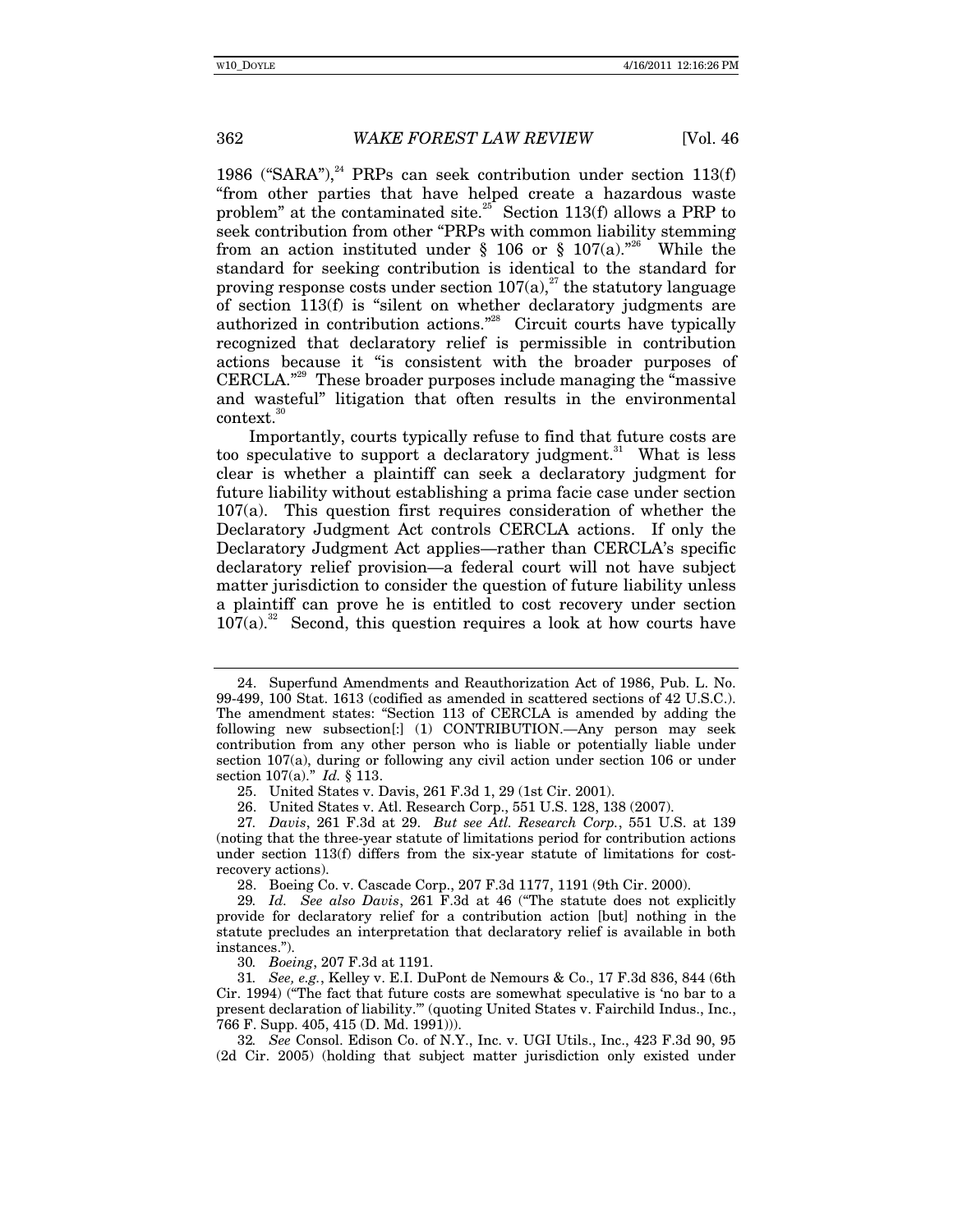1986 ("SARA"),[24] PRPs can seek contribution under section 113(f) "from other parties that have helped create a hazardous waste problem" at the contaminated site.[25] Section 113(f) allows a PRP to seek contribution from other "PRPs with common liability stemming from an action instituted under § 106 or § 107(a)."[26] While the standard for seeking contribution is identical to the standard for proving response costs under section 107(a),[27] the statutory language of section 113(f) is "silent on whether declaratory judgments are authorized in contribution actions."[28] Circuit courts have typically recognized that declaratory relief is permissible in contribution actions because it "is consistent with the broader purposes of CERCLA."[29] These broader purposes include managing the "massive and wasteful" litigation that often results in the environmental context.[30]

Importantly, courts typically refuse to find that future costs are too speculative to support a declaratory judgment.[31] What is less clear is whether a plaintiff can seek a declaratory judgment for future liability without establishing a prima facie case under section 107(a). This question first requires consideration of whether the Declaratory Judgment Act controls CERCLA actions. If only the Declaratory Judgment Act applies—rather than CERCLA's specific declaratory relief provision—a federal court will not have subject matter jurisdiction to consider the question of future liability unless a plaintiff can prove he is entitled to cost recovery under section 107(a).[32] Second, this question requires a look at how courts have

---

24. Superfund Amendments and Reauthorization Act of 1986, Pub. L. No. 99-499, 100 Stat. 1613 (codified as amended in scattered sections of 42 U.S.C.). The amendment states: "Section 113 of CERCLA is amended by adding the following new subsection[:] (1) CONTRIBUTION.—Any person may seek contribution from any other person who is liable or potentially liable under section 107(a), during or following any civil action under section 106 or under section 107(a)." *Id.* § 113.

25. United States v. Davis, 261 F.3d 1, 29 (1st Cir. 2001).

26. United States v. Atl. Research Corp., 551 U.S. 128, 138 (2007).

27. *Davis*, 261 F.3d at 29. *But see Atl. Research Corp.*, 551 U.S. at 139 (noting that the three-year statute of limitations period for contribution actions under section 113(f) differs from the six-year statute of limitations for cost-recovery actions).

28. Boeing Co. v. Cascade Corp., 207 F.3d 1177, 1191 (9th Cir. 2000).

29. *Id. See also Davis*, 261 F.3d at 46 ("The statute does not explicitly provide for declaratory relief for a contribution action [but] nothing in the statute precludes an interpretation that declaratory relief is available in both instances.").

30. *Boeing*, 207 F.3d at 1191.

31. *See, e.g.*, Kelley v. E.I. DuPont de Nemours & Co., 17 F.3d 836, 844 (6th Cir. 1994) ("The fact that future costs are somewhat speculative is 'no bar to a present declaration of liability.'" (quoting United States v. Fairchild Indus., Inc., 766 F. Supp. 405, 415 (D. Md. 1991))).

32. *See* Consol. Edison Co. of N.Y., Inc. v. UGI Utils., Inc., 423 F.3d 90, 95 (2d Cir. 2005) (holding that subject matter jurisdiction only existed under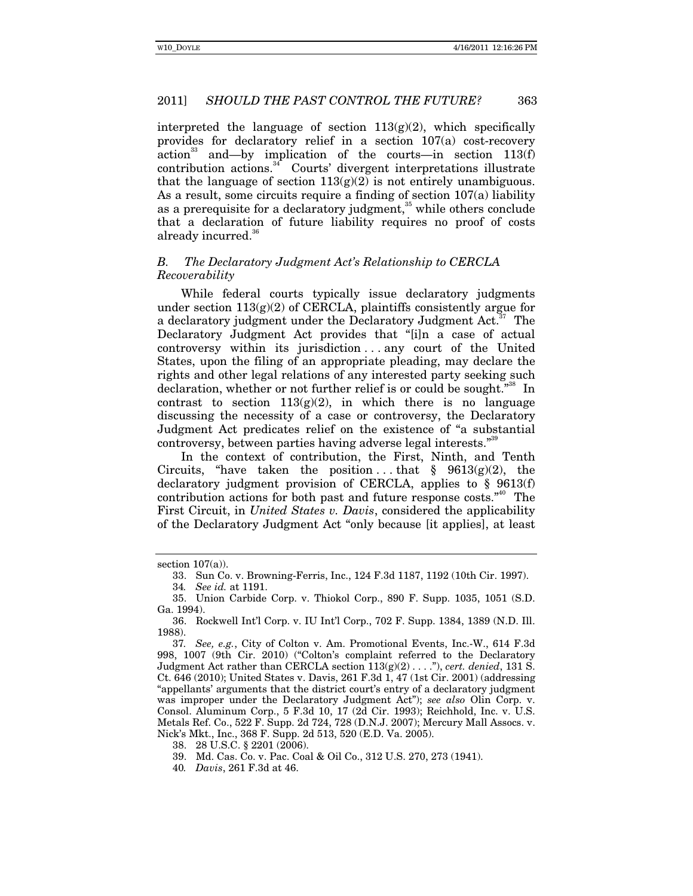interpreted the language of section 113(g)(2), which specifically provides for declaratory relief in a section 107(a) cost-recovery action[33] and—by implication of the courts—in section 113(f) contribution actions.[34] Courts' divergent interpretations illustrate that the language of section 113(g)(2) is not entirely unambiguous. As a result, some circuits require a finding of section 107(a) liability as a prerequisite for a declaratory judgment,[35] while others conclude that a declaration of future liability requires no proof of costs already incurred.[36]

### *B. The Declaratory Judgment Act's Relationship to CERCLA Recoverability*

While federal courts typically issue declaratory judgments under section 113(g)(2) of CERCLA, plaintiffs consistently argue for a declaratory judgment under the Declaratory Judgment Act.[37] The Declaratory Judgment Act provides that "[i]n a case of actual controversy within its jurisdiction . . . any court of the United States, upon the filing of an appropriate pleading, may declare the rights and other legal relations of any interested party seeking such declaration, whether or not further relief is or could be sought."[38] In contrast to section 113(g)(2), in which there is no language discussing the necessity of a case or controversy, the Declaratory Judgment Act predicates relief on the existence of "a substantial controversy, between parties having adverse legal interests."[39]

In the context of contribution, the First, Ninth, and Tenth Circuits, "have taken the position . . . that § 9613(g)(2), the declaratory judgment provision of CERCLA, applies to § 9613(f) contribution actions for both past and future response costs."[40] The First Circuit, in *United States v. Davis*, considered the applicability of the Declaratory Judgment Act "only because [it applies], at least

---

section 107(a)).

33. Sun Co. v. Browning-Ferris, Inc., 124 F.3d 1187, 1192 (10th Cir. 1997).

34. *See id.* at 1191.

35. Union Carbide Corp. v. Thiokol Corp., 890 F. Supp. 1035, 1051 (S.D. Ga. 1994).

36. Rockwell Int'l Corp. v. IU Int'l Corp., 702 F. Supp. 1384, 1389 (N.D. Ill. 1988).

37. *See, e.g.*, City of Colton v. Am. Promotional Events, Inc.-W., 614 F.3d 998, 1007 (9th Cir. 2010) ("Colton's complaint referred to the Declaratory Judgment Act rather than CERCLA section 113(g)(2) . . . ."), *cert. denied*, 131 S. Ct. 646 (2010); United States v. Davis, 261 F.3d 1, 47 (1st Cir. 2001) (addressing "appellants' arguments that the district court's entry of a declaratory judgment was improper under the Declaratory Judgment Act"); *see also* Olin Corp. v. Consol. Aluminum Corp., 5 F.3d 10, 17 (2d Cir. 1993); Reichhold, Inc. v. U.S. Metals Ref. Co., 522 F. Supp. 2d 724, 728 (D.N.J. 2007); Mercury Mall Assocs. v. Nick's Mkt., Inc., 368 F. Supp. 2d 513, 520 (E.D. Va. 2005).

38. 28 U.S.C. § 2201 (2006).

39. Md. Cas. Co. v. Pac. Coal & Oil Co., 312 U.S. 270, 273 (1941).

40. *Davis*, 261 F.3d at 46.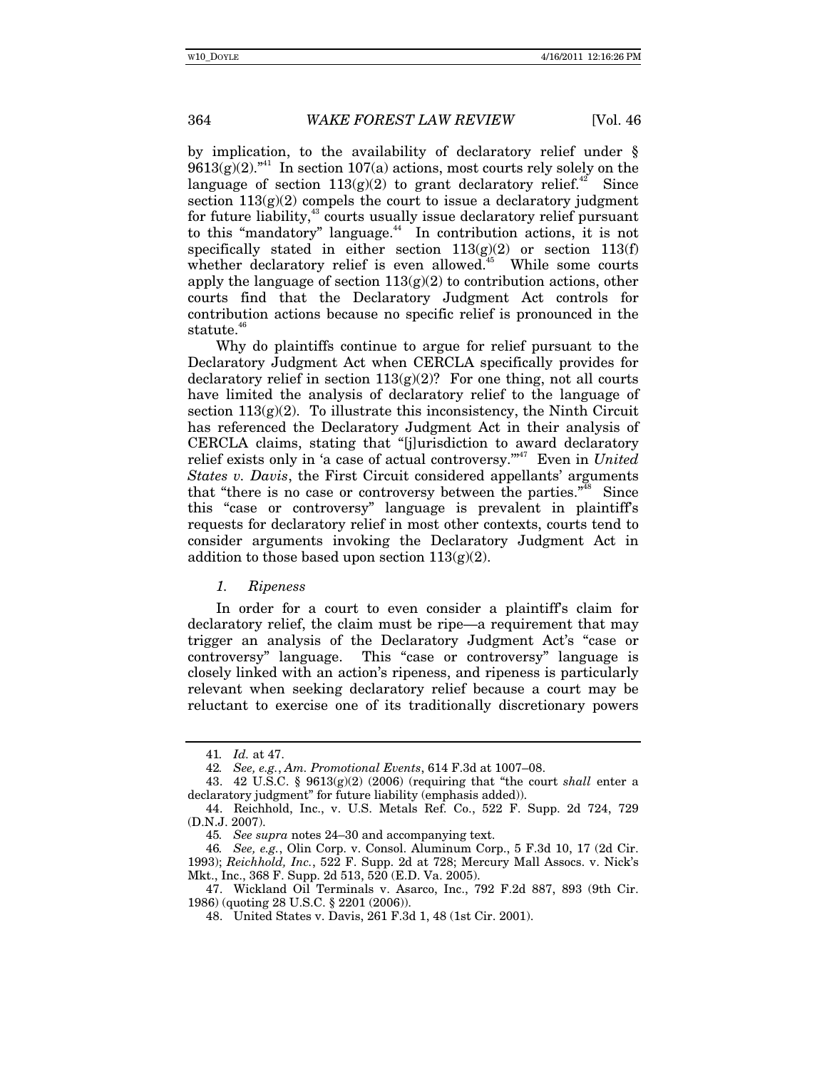by implication, to the availability of declaratory relief under § 9613(g)(2)."[41] In section 107(a) actions, most courts rely solely on the language of section 113(g)(2) to grant declaratory relief.[42] Since section 113(g)(2) compels the court to issue a declaratory judgment for future liability,[43] courts usually issue declaratory relief pursuant to this "mandatory" language.[44] In contribution actions, it is not specifically stated in either section 113(g)(2) or section 113(f) whether declaratory relief is even allowed.[45] While some courts apply the language of section 113(g)(2) to contribution actions, other courts find that the Declaratory Judgment Act controls for contribution actions because no specific relief is pronounced in the statute.[46]

Why do plaintiffs continue to argue for relief pursuant to the Declaratory Judgment Act when CERCLA specifically provides for declaratory relief in section 113(g)(2)? For one thing, not all courts have limited the analysis of declaratory relief to the language of section 113(g)(2). To illustrate this inconsistency, the Ninth Circuit has referenced the Declaratory Judgment Act in their analysis of CERCLA claims, stating that "[j]urisdiction to award declaratory relief exists only in 'a case of actual controversy.'"[47] Even in *United States v. Davis*, the First Circuit considered appellants' arguments that "there is no case or controversy between the parties."[48] Since this "case or controversy" language is prevalent in plaintiff's requests for declaratory relief in most other contexts, courts tend to consider arguments invoking the Declaratory Judgment Act in addition to those based upon section 113(g)(2).

#### *1. Ripeness*

In order for a court to even consider a plaintiff's claim for declaratory relief, the claim must be ripe—a requirement that may trigger an analysis of the Declaratory Judgment Act's "case or controversy" language. This "case or controversy" language is closely linked with an action's ripeness, and ripeness is particularly relevant when seeking declaratory relief because a court may be reluctant to exercise one of its traditionally discretionary powers

---

41. *Id.* at 47.

42. *See, e.g.*, *Am. Promotional Events*, 614 F.3d at 1007–08.

43. 42 U.S.C. § 9613(g)(2) (2006) (requiring that "the court *shall* enter a declaratory judgment" for future liability (emphasis added)).

44. Reichhold, Inc., v. U.S. Metals Ref. Co., 522 F. Supp. 2d 724, 729 (D.N.J. 2007).

45. *See supra* notes 24–30 and accompanying text.

46. *See, e.g.*, Olin Corp. v. Consol. Aluminum Corp., 5 F.3d 10, 17 (2d Cir. 1993); *Reichhold, Inc.*, 522 F. Supp. 2d at 728; Mercury Mall Assocs. v. Nick's Mkt., Inc., 368 F. Supp. 2d 513, 520 (E.D. Va. 2005).

47. Wickland Oil Terminals v. Asarco, Inc., 792 F.2d 887, 893 (9th Cir. 1986) (quoting 28 U.S.C. § 2201 (2006)).

48. United States v. Davis, 261 F.3d 1, 48 (1st Cir. 2001).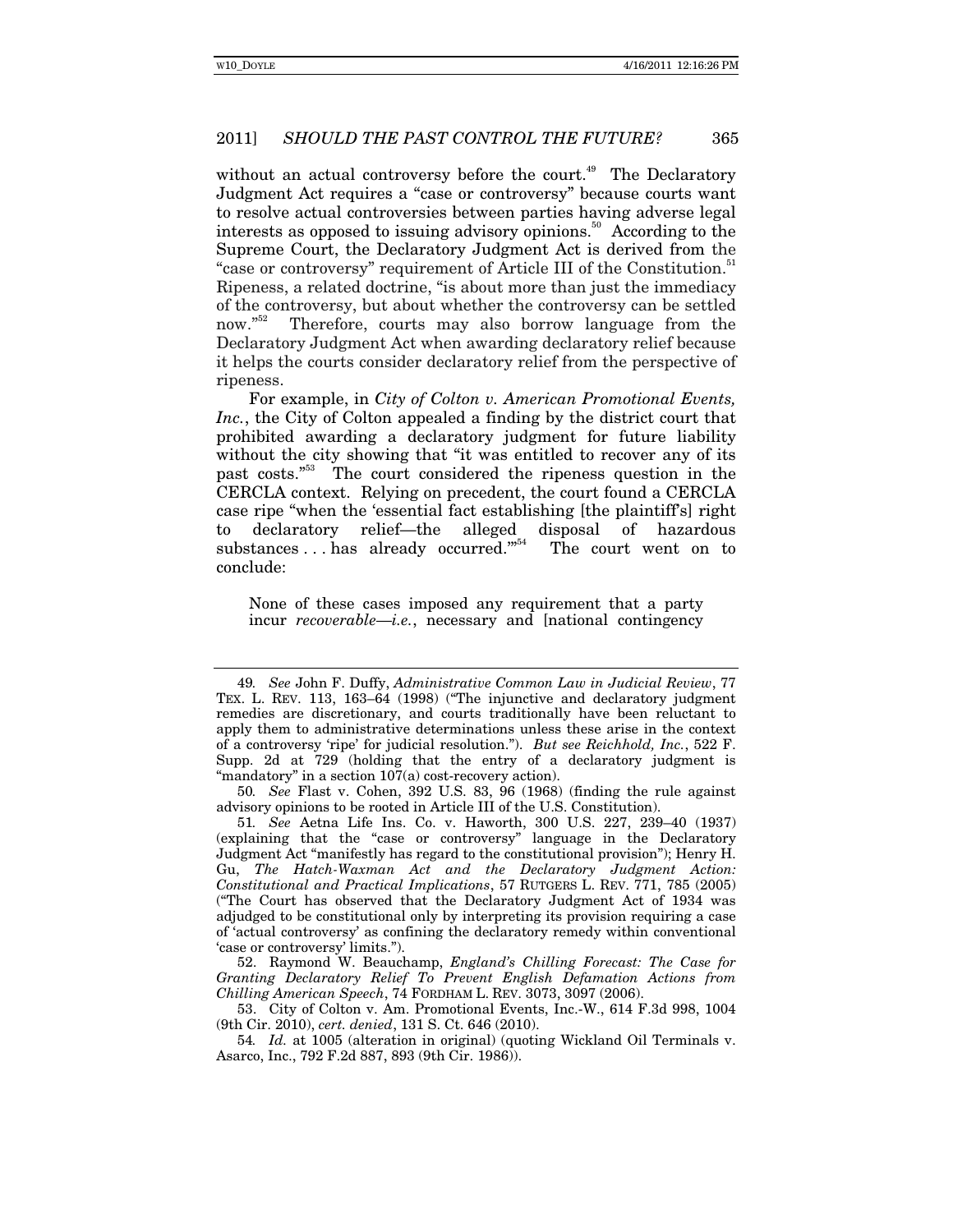without an actual controversy before the court.[49] The Declaratory Judgment Act requires a "case or controversy" because courts want to resolve actual controversies between parties having adverse legal interests as opposed to issuing advisory opinions.[50] According to the Supreme Court, the Declaratory Judgment Act is derived from the "case or controversy" requirement of Article III of the Constitution.[51] Ripeness, a related doctrine, "is about more than just the immediacy of the controversy, but about whether the controversy can be settled now."[52] Therefore, courts may also borrow language from the Declaratory Judgment Act when awarding declaratory relief because it helps the courts consider declaratory relief from the perspective of ripeness.

For example, in *City of Colton v. American Promotional Events, Inc.*, the City of Colton appealed a finding by the district court that prohibited awarding a declaratory judgment for future liability without the city showing that "it was entitled to recover any of its past costs."[53] The court considered the ripeness question in the CERCLA context. Relying on precedent, the court found a CERCLA case ripe "when the 'essential fact establishing [the plaintiff's] right to declaratory relief—the alleged disposal of hazardous substances . . . has already occurred.'"[54] The court went on to conclude:

> None of these cases imposed any requirement that a party incur *recoverable—i.e.*, necessary and [national contingency

---

49. *See* John F. Duffy, *Administrative Common Law in Judicial Review*, 77 TEX. L. REV. 113, 163–64 (1998) ("The injunctive and declaratory judgment remedies are discretionary, and courts traditionally have been reluctant to apply them to administrative determinations unless these arise in the context of a controversy 'ripe' for judicial resolution."). *But see Reichhold, Inc.*, 522 F. Supp. 2d at 729 (holding that the entry of a declaratory judgment is "mandatory" in a section 107(a) cost-recovery action).

50. *See* Flast v. Cohen, 392 U.S. 83, 96 (1968) (finding the rule against advisory opinions to be rooted in Article III of the U.S. Constitution).

51. *See* Aetna Life Ins. Co. v. Haworth, 300 U.S. 227, 239–40 (1937) (explaining that the "case or controversy" language in the Declaratory Judgment Act "manifestly has regard to the constitutional provision"); Henry H. Gu, *The Hatch-Waxman Act and the Declaratory Judgment Action: Constitutional and Practical Implications*, 57 RUTGERS L. REV. 771, 785 (2005) ("The Court has observed that the Declaratory Judgment Act of 1934 was adjudged to be constitutional only by interpreting its provision requiring a case of 'actual controversy' as confining the declaratory remedy within conventional 'case or controversy' limits.").

52. Raymond W. Beauchamp, *England's Chilling Forecast: The Case for Granting Declaratory Relief To Prevent English Defamation Actions from Chilling American Speech*, 74 FORDHAM L. REV. 3073, 3097 (2006).

53. City of Colton v. Am. Promotional Events, Inc.-W., 614 F.3d 998, 1004 (9th Cir. 2010), *cert. denied*, 131 S. Ct. 646 (2010).

54. *Id.* at 1005 (alteration in original) (quoting Wickland Oil Terminals v. Asarco, Inc., 792 F.2d 887, 893 (9th Cir. 1986)).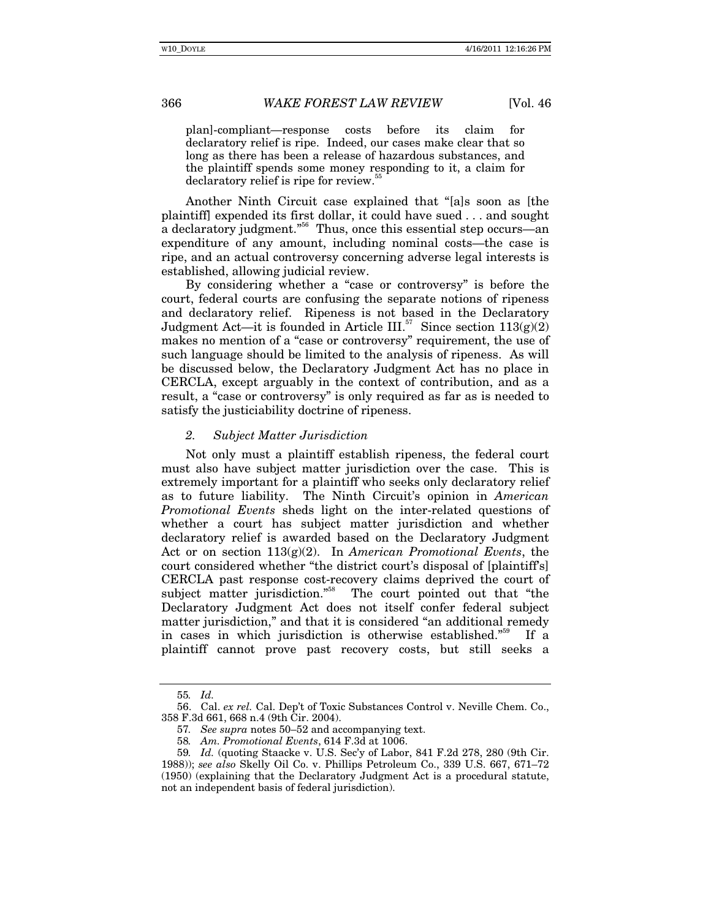plan]-compliant—response costs before its claim for declaratory relief is ripe. Indeed, our cases make clear that so long as there has been a release of hazardous substances, and the plaintiff spends some money responding to it, a claim for declaratory relief is ripe for review.[55]

Another Ninth Circuit case explained that "[a]s soon as [the plaintiff] expended its first dollar, it could have sued . . . and sought a declaratory judgment."[56] Thus, once this essential step occurs—an expenditure of any amount, including nominal costs—the case is ripe, and an actual controversy concerning adverse legal interests is established, allowing judicial review.

By considering whether a "case or controversy" is before the court, federal courts are confusing the separate notions of ripeness and declaratory relief. Ripeness is not based in the Declaratory Judgment Act—it is founded in Article III.[57] Since section 113(g)(2) makes no mention of a "case or controversy" requirement, the use of such language should be limited to the analysis of ripeness. As will be discussed below, the Declaratory Judgment Act has no place in CERCLA, except arguably in the context of contribution, and as a result, a "case or controversy" is only required as far as is needed to satisfy the justiciability doctrine of ripeness.

### *2. Subject Matter Jurisdiction*

Not only must a plaintiff establish ripeness, the federal court must also have subject matter jurisdiction over the case. This is extremely important for a plaintiff who seeks only declaratory relief as to future liability. The Ninth Circuit's opinion in *American Promotional Events* sheds light on the inter-related questions of whether a court has subject matter jurisdiction and whether declaratory relief is awarded based on the Declaratory Judgment Act or on section 113(g)(2). In *American Promotional Events*, the court considered whether "the district court's disposal of [plaintiff's] CERCLA past response cost-recovery claims deprived the court of subject matter jurisdiction."[58] The court pointed out that "the Declaratory Judgment Act does not itself confer federal subject matter jurisdiction," and that it is considered "an additional remedy in cases in which jurisdiction is otherwise established."[59] If a plaintiff cannot prove past recovery costs, but still seeks a

---

55. *Id.*

56. Cal. *ex rel.* Cal. Dep't of Toxic Substances Control v. Neville Chem. Co., 358 F.3d 661, 668 n.4 (9th Cir. 2004).

57. *See supra* notes 50–52 and accompanying text.

58. *Am. Promotional Events*, 614 F.3d at 1006.

59. *Id.* (quoting Staacke v. U.S. Sec'y of Labor, 841 F.2d 278, 280 (9th Cir. 1988)); *see also* Skelly Oil Co. v. Phillips Petroleum Co., 339 U.S. 667, 671–72 (1950) (explaining that the Declaratory Judgment Act is a procedural statute, not an independent basis of federal jurisdiction).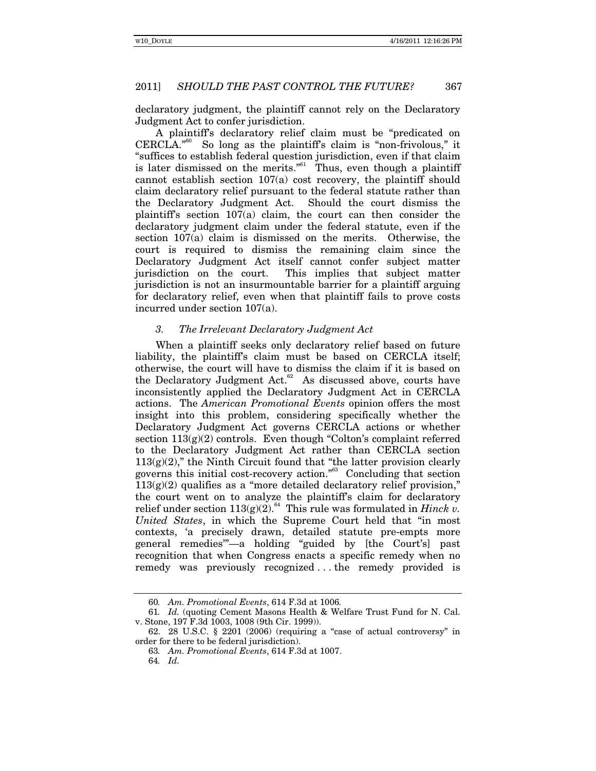declaratory judgment, the plaintiff cannot rely on the Declaratory Judgment Act to confer jurisdiction.

A plaintiff's declaratory relief claim must be "predicated on CERCLA."[60] So long as the plaintiff's claim is "non-frivolous," it "suffices to establish federal question jurisdiction, even if that claim is later dismissed on the merits."[61] Thus, even though a plaintiff cannot establish section 107(a) cost recovery, the plaintiff should claim declaratory relief pursuant to the federal statute rather than the Declaratory Judgment Act. Should the court dismiss the plaintiff's section 107(a) claim, the court can then consider the declaratory judgment claim under the federal statute, even if the section 107(a) claim is dismissed on the merits. Otherwise, the court is required to dismiss the remaining claim since the Declaratory Judgment Act itself cannot confer subject matter jurisdiction on the court. This implies that subject matter jurisdiction is not an insurmountable barrier for a plaintiff arguing for declaratory relief, even when that plaintiff fails to prove costs incurred under section 107(a).

### *3. The Irrelevant Declaratory Judgment Act*

When a plaintiff seeks only declaratory relief based on future liability, the plaintiff's claim must be based on CERCLA itself; otherwise, the court will have to dismiss the claim if it is based on the Declaratory Judgment Act.[62] As discussed above, courts have inconsistently applied the Declaratory Judgment Act in CERCLA actions. The *American Promotional Events* opinion offers the most insight into this problem, considering specifically whether the Declaratory Judgment Act governs CERCLA actions or whether section 113(g)(2) controls. Even though "Colton's complaint referred to the Declaratory Judgment Act rather than CERCLA section 113(g)(2)," the Ninth Circuit found that "the latter provision clearly governs this initial cost-recovery action."[63] Concluding that section 113(g)(2) qualifies as a "more detailed declaratory relief provision," the court went on to analyze the plaintiff's claim for declaratory relief under section 113(g)(2).[64] This rule was formulated in *Hinck v. United States*, in which the Supreme Court held that "in most contexts, 'a precisely drawn, detailed statute pre-empts more general remedies'"—a holding "guided by [the Court's] past recognition that when Congress enacts a specific remedy when no remedy was previously recognized . . . the remedy provided is

---

60. *Am. Promotional Events*, 614 F.3d at 1006.

61. *Id.* (quoting Cement Masons Health & Welfare Trust Fund for N. Cal. v. Stone, 197 F.3d 1003, 1008 (9th Cir. 1999)).

62. 28 U.S.C. § 2201 (2006) (requiring a "case of actual controversy" in order for there to be federal jurisdiction).

63. *Am. Promotional Events*, 614 F.3d at 1007.

64. *Id.*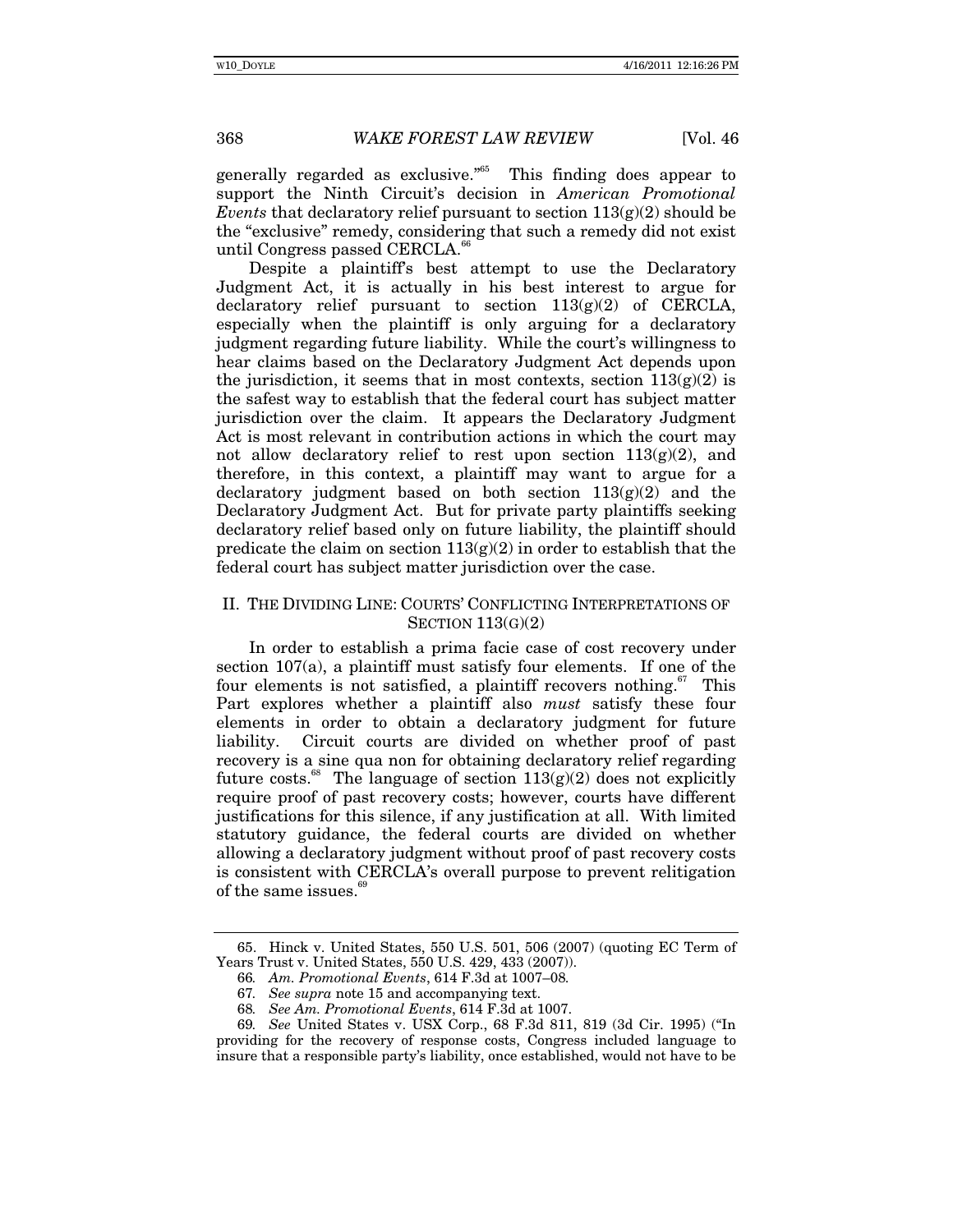generally regarded as exclusive."[65] This finding does appear to support the Ninth Circuit's decision in *American Promotional Events* that declaratory relief pursuant to section 113(g)(2) should be the "exclusive" remedy, considering that such a remedy did not exist until Congress passed CERCLA.[66]

Despite a plaintiff's best attempt to use the Declaratory Judgment Act, it is actually in his best interest to argue for declaratory relief pursuant to section 113(g)(2) of CERCLA, especially when the plaintiff is only arguing for a declaratory judgment regarding future liability. While the court's willingness to hear claims based on the Declaratory Judgment Act depends upon the jurisdiction, it seems that in most contexts, section 113(g)(2) is the safest way to establish that the federal court has subject matter jurisdiction over the claim. It appears the Declaratory Judgment Act is most relevant in contribution actions in which the court may not allow declaratory relief to rest upon section 113(g)(2), and therefore, in this context, a plaintiff may want to argue for a declaratory judgment based on both section 113(g)(2) and the Declaratory Judgment Act. But for private party plaintiffs seeking declaratory relief based only on future liability, the plaintiff should predicate the claim on section 113(g)(2) in order to establish that the federal court has subject matter jurisdiction over the case.

## II. THE DIVIDING LINE: COURTS' CONFLICTING INTERPRETATIONS OF SECTION 113(G)(2)

In order to establish a prima facie case of cost recovery under section 107(a), a plaintiff must satisfy four elements. If one of the four elements is not satisfied, a plaintiff recovers nothing.[67] This Part explores whether a plaintiff also *must* satisfy these four elements in order to obtain a declaratory judgment for future liability. Circuit courts are divided on whether proof of past recovery is a sine qua non for obtaining declaratory relief regarding future costs.[68] The language of section 113(g)(2) does not explicitly require proof of past recovery costs; however, courts have different justifications for this silence, if any justification at all. With limited statutory guidance, the federal courts are divided on whether allowing a declaratory judgment without proof of past recovery costs is consistent with CERCLA's overall purpose to prevent relitigation of the same issues.[69]

---

65. Hinck v. United States, 550 U.S. 501, 506 (2007) (quoting EC Term of Years Trust v. United States, 550 U.S. 429, 433 (2007)).

66. *Am. Promotional Events*, 614 F.3d at 1007–08.

67. *See supra* note 15 and accompanying text.

68. *See Am. Promotional Events*, 614 F.3d at 1007.

69. *See* United States v. USX Corp., 68 F.3d 811, 819 (3d Cir. 1995) ("In providing for the recovery of response costs, Congress included language to insure that a responsible party's liability, once established, would not have to be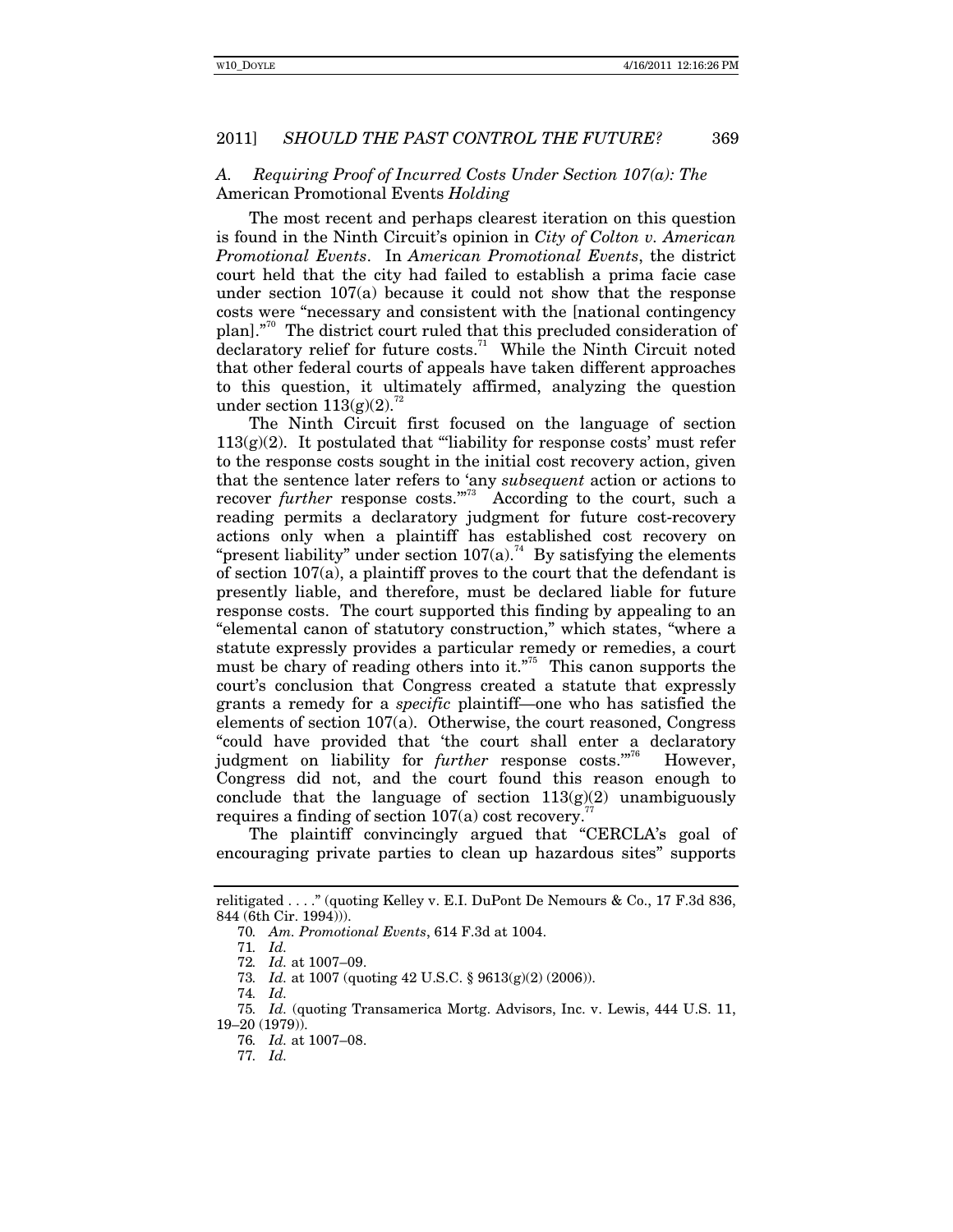### A. *Requiring Proof of Incurred Costs Under Section 107(a): The* American Promotional Events *Holding*

The most recent and perhaps clearest iteration on this question is found in the Ninth Circuit's opinion in *City of Colton v. American Promotional Events*. In *American Promotional Events*, the district court held that the city had failed to establish a prima facie case under section 107(a) because it could not show that the response costs were "necessary and consistent with the [national contingency plan]."[70] The district court ruled that this precluded consideration of declaratory relief for future costs.[71] While the Ninth Circuit noted that other federal courts of appeals have taken different approaches to this question, it ultimately affirmed, analyzing the question under section 113(g)(2).[72]

The Ninth Circuit first focused on the language of section 113(g)(2). It postulated that "'liability for response costs' must refer to the response costs sought in the initial cost recovery action, given that the sentence later refers to 'any *subsequent* action or actions to recover *further* response costs.'"[73] According to the court, such a reading permits a declaratory judgment for future cost-recovery actions only when a plaintiff has established cost recovery on "present liability" under section 107(a).[74] By satisfying the elements of section 107(a), a plaintiff proves to the court that the defendant is presently liable, and therefore, must be declared liable for future response costs. The court supported this finding by appealing to an "elemental canon of statutory construction," which states, "where a statute expressly provides a particular remedy or remedies, a court must be chary of reading others into it."[75] This canon supports the court's conclusion that Congress created a statute that expressly grants a remedy for a *specific* plaintiff—one who has satisfied the elements of section 107(a). Otherwise, the court reasoned, Congress "could have provided that 'the court shall enter a declaratory judgment on liability for *further* response costs.'"[76] However, Congress did not, and the court found this reason enough to conclude that the language of section 113(g)(2) unambiguously requires a finding of section 107(a) cost recovery.[77]

The plaintiff convincingly argued that "CERCLA's goal of encouraging private parties to clean up hazardous sites" supports

---

relitigated . . . ." (quoting Kelley v. E.I. DuPont De Nemours & Co., 17 F.3d 836, 844 (6th Cir. 1994))).

70. *Am. Promotional Events*, 614 F.3d at 1004.

71. *Id.*

72. *Id.* at 1007–09.

73. *Id.* at 1007 (quoting 42 U.S.C. § 9613(g)(2) (2006)).

74. *Id.*

75. *Id.* (quoting Transamerica Mortg. Advisors, Inc. v. Lewis, 444 U.S. 11, 19–20 (1979)).

76. *Id.* at 1007–08.

77. *Id.*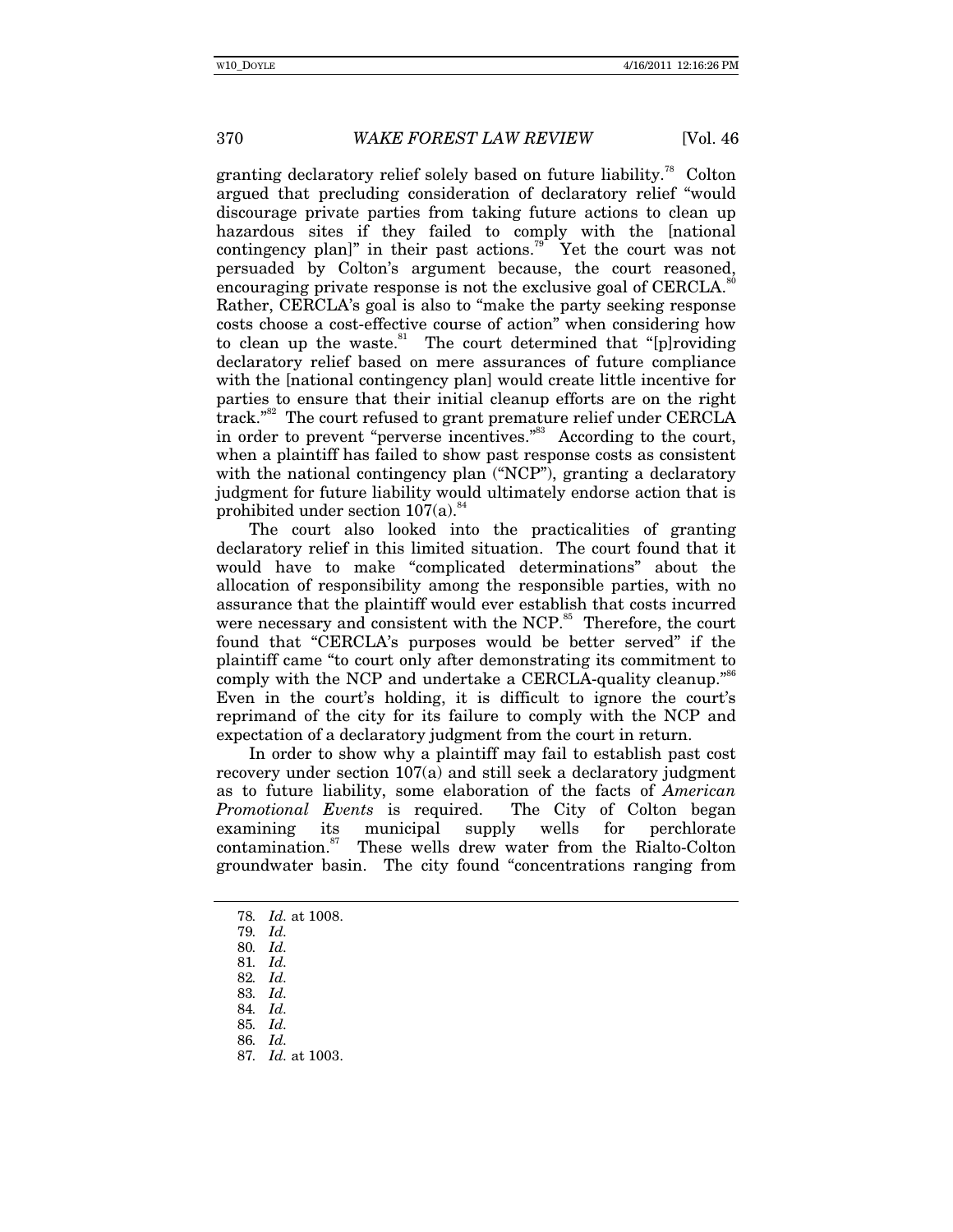granting declaratory relief solely based on future liability.[78] Colton argued that precluding consideration of declaratory relief "would discourage private parties from taking future actions to clean up hazardous sites if they failed to comply with the [national contingency plan]" in their past actions.[79] Yet the court was not persuaded by Colton's argument because, the court reasoned, encouraging private response is not the exclusive goal of CERCLA.[80] Rather, CERCLA's goal is also to "make the party seeking response costs choose a cost-effective course of action" when considering how to clean up the waste.[81] The court determined that "[p]roviding declaratory relief based on mere assurances of future compliance with the [national contingency plan] would create little incentive for parties to ensure that their initial cleanup efforts are on the right track."[82] The court refused to grant premature relief under CERCLA in order to prevent "perverse incentives."[83] According to the court, when a plaintiff has failed to show past response costs as consistent with the national contingency plan ("NCP"), granting a declaratory judgment for future liability would ultimately endorse action that is prohibited under section 107(a).[84]

The court also looked into the practicalities of granting declaratory relief in this limited situation. The court found that it would have to make "complicated determinations" about the allocation of responsibility among the responsible parties, with no assurance that the plaintiff would ever establish that costs incurred were necessary and consistent with the NCP.[85] Therefore, the court found that "CERCLA's purposes would be better served" if the plaintiff came "to court only after demonstrating its commitment to comply with the NCP and undertake a CERCLA-quality cleanup."[86] Even in the court's holding, it is difficult to ignore the court's reprimand of the city for its failure to comply with the NCP and expectation of a declaratory judgment from the court in return.

In order to show why a plaintiff may fail to establish past cost recovery under section 107(a) and still seek a declaratory judgment as to future liability, some elaboration of the facts of *American Promotional Events* is required. The City of Colton began examining its municipal supply wells for perchlorate contamination.[87] These wells drew water from the Rialto-Colton groundwater basin. The city found "concentrations ranging from

---

78. *Id.* at 1008.
79. *Id.*
80. *Id.*
81. *Id.*
82. *Id.*
83. *Id.*
84. *Id.*
85. *Id.*
86. *Id.*
87. *Id.* at 1003.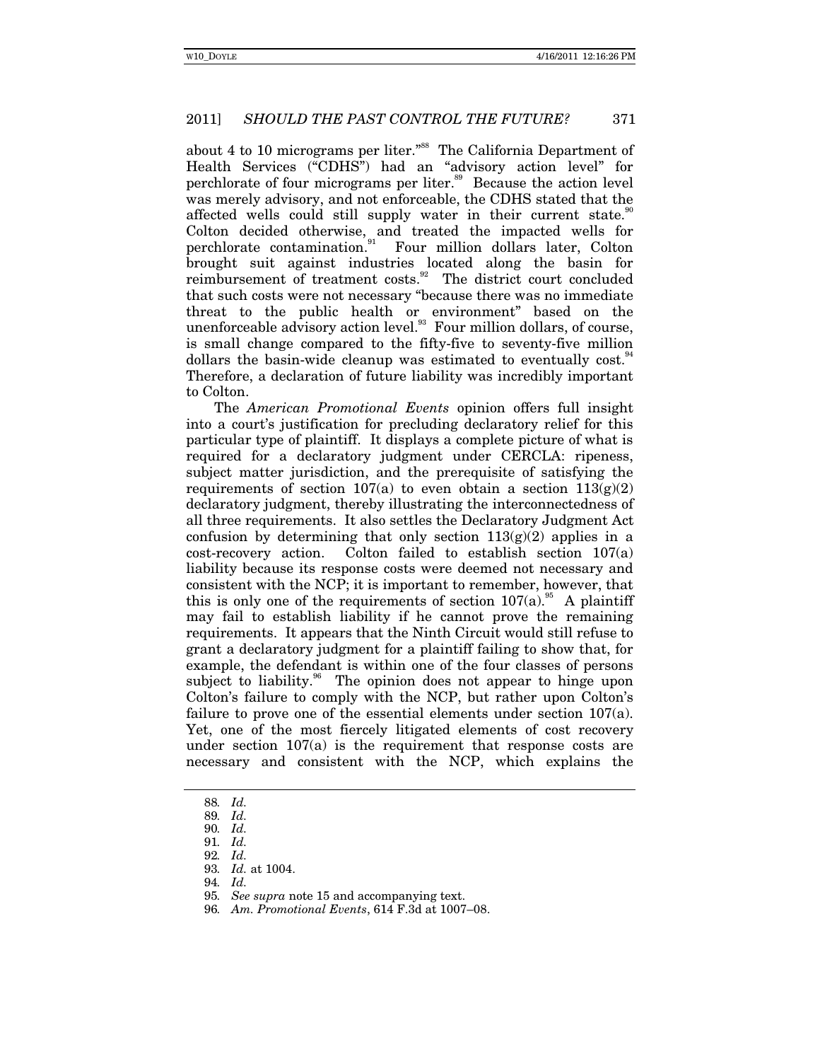about 4 to 10 micrograms per liter."[88] The California Department of Health Services ("CDHS") had an "advisory action level" for perchlorate of four micrograms per liter.[89] Because the action level was merely advisory, and not enforceable, the CDHS stated that the affected wells could still supply water in their current state.[90] Colton decided otherwise, and treated the impacted wells for perchlorate contamination.[91] Four million dollars later, Colton brought suit against industries located along the basin for reimbursement of treatment costs.[92] The district court concluded that such costs were not necessary "because there was no immediate threat to the public health or environment" based on the unenforceable advisory action level.[93] Four million dollars, of course, is small change compared to the fifty-five to seventy-five million dollars the basin-wide cleanup was estimated to eventually cost.[94] Therefore, a declaration of future liability was incredibly important to Colton.

The *American Promotional Events* opinion offers full insight into a court's justification for precluding declaratory relief for this particular type of plaintiff. It displays a complete picture of what is required for a declaratory judgment under CERCLA: ripeness, subject matter jurisdiction, and the prerequisite of satisfying the requirements of section 107(a) to even obtain a section 113(g)(2) declaratory judgment, thereby illustrating the interconnectedness of all three requirements. It also settles the Declaratory Judgment Act confusion by determining that only section 113(g)(2) applies in a cost-recovery action. Colton failed to establish section 107(a) liability because its response costs were deemed not necessary and consistent with the NCP; it is important to remember, however, that this is only one of the requirements of section 107(a).[95] A plaintiff may fail to establish liability if he cannot prove the remaining requirements. It appears that the Ninth Circuit would still refuse to grant a declaratory judgment for a plaintiff failing to show that, for example, the defendant is within one of the four classes of persons subject to liability.[96] The opinion does not appear to hinge upon Colton's failure to comply with the NCP, but rather upon Colton's failure to prove one of the essential elements under section 107(a). Yet, one of the most fiercely litigated elements of cost recovery under section 107(a) is the requirement that response costs are necessary and consistent with the NCP, which explains the

---

88. *Id.*
89. *Id.*
90. *Id.*
91. *Id.*
92. *Id.*
93. *Id.* at 1004.
94. *Id.*
95. *See supra* note 15 and accompanying text.
96. *Am. Promotional Events*, 614 F.3d at 1007–08.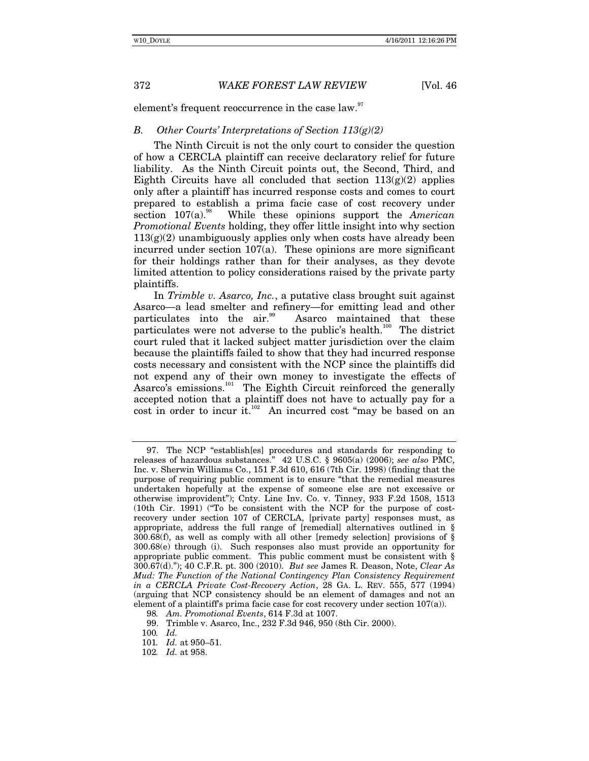element's frequent reoccurrence in the case law.[97]

### *B. Other Courts' Interpretations of Section 113(g)(2)*

The Ninth Circuit is not the only court to consider the question of how a CERCLA plaintiff can receive declaratory relief for future liability. As the Ninth Circuit points out, the Second, Third, and Eighth Circuits have all concluded that section 113(g)(2) applies only after a plaintiff has incurred response costs and comes to court prepared to establish a prima facie case of cost recovery under section 107(a).[98] While these opinions support the *American Promotional Events* holding, they offer little insight into why section 113(g)(2) unambiguously applies only when costs have already been incurred under section 107(a). These opinions are more significant for their holdings rather than for their analyses, as they devote limited attention to policy considerations raised by the private party plaintiffs.

In *Trimble v. Asarco, Inc.*, a putative class brought suit against Asarco—a lead smelter and refinery—for emitting lead and other particulates into the air.[99] Asarco maintained that these particulates were not adverse to the public's health.[100] The district court ruled that it lacked subject matter jurisdiction over the claim because the plaintiffs failed to show that they had incurred response costs necessary and consistent with the NCP since the plaintiffs did not expend any of their own money to investigate the effects of Asarco's emissions.[101] The Eighth Circuit reinforced the generally accepted notion that a plaintiff does not have to actually pay for a cost in order to incur it.[102] An incurred cost "may be based on an

---

97. The NCP "establish[es] procedures and standards for responding to releases of hazardous substances." 42 U.S.C. § 9605(a) (2006); *see also* PMC, Inc. v. Sherwin Williams Co., 151 F.3d 610, 616 (7th Cir. 1998) (finding that the purpose of requiring public comment is to ensure "that the remedial measures undertaken hopefully at the expense of someone else are not excessive or otherwise improvident"); Cnty. Line Inv. Co. v. Tinney, 933 F.2d 1508, 1513 (10th Cir. 1991) ("To be consistent with the NCP for the purpose of cost-recovery under section 107 of CERCLA, [private party] responses must, as appropriate, address the full range of [remedial] alternatives outlined in § 300.68(f), as well as comply with all other [remedy selection] provisions of § 300.68(e) through (i). Such responses also must provide an opportunity for appropriate public comment. This public comment must be consistent with § 300.67(d)."); 40 C.F.R. pt. 300 (2010). *But see* James R. Deason, Note, *Clear As Mud: The Function of the National Contingency Plan Consistency Requirement in a CERCLA Private Cost-Recovery Action*, 28 GA. L. REV. 555, 577 (1994) (arguing that NCP consistency should be an element of damages and not an element of a plaintiff's prima facie case for cost recovery under section 107(a)).

98. *Am. Promotional Events*, 614 F.3d at 1007.

99. Trimble v. Asarco, Inc., 232 F.3d 946, 950 (8th Cir. 2000).

100. *Id.*

101. *Id.* at 950–51.

102. *Id.* at 958.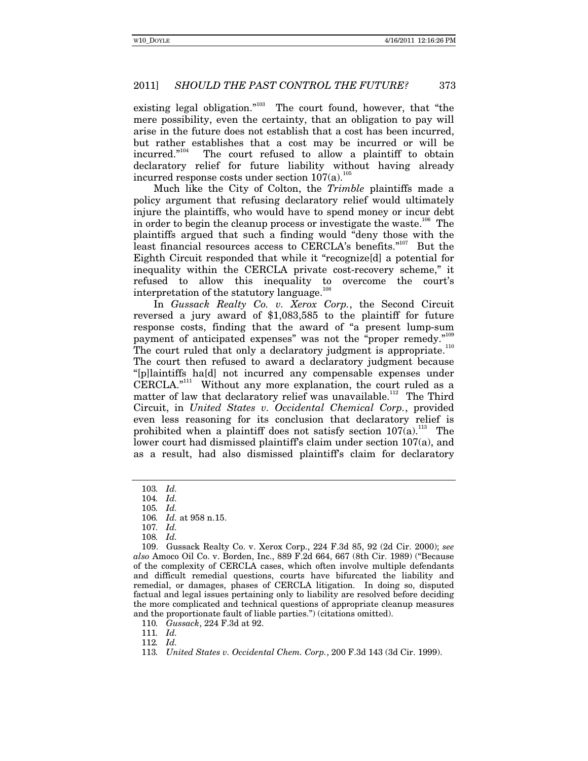existing legal obligation."[103] The court found, however, that "the mere possibility, even the certainty, that an obligation to pay will arise in the future does not establish that a cost has been incurred, but rather establishes that a cost may be incurred or will be incurred."[104] The court refused to allow a plaintiff to obtain declaratory relief for future liability without having already incurred response costs under section 107(a).[105]

Much like the City of Colton, the *Trimble* plaintiffs made a policy argument that refusing declaratory relief would ultimately injure the plaintiffs, who would have to spend money or incur debt in order to begin the cleanup process or investigate the waste.[106] The plaintiffs argued that such a finding would "deny those with the least financial resources access to CERCLA's benefits."[107] But the Eighth Circuit responded that while it "recognize[d] a potential for inequality within the CERCLA private cost-recovery scheme," it refused to allow this inequality to overcome the court's interpretation of the statutory language.[108]

In *Gussack Realty Co. v. Xerox Corp.*, the Second Circuit reversed a jury award of $1,083,585 to the plaintiff for future response costs, finding that the award of "a present lump-sum payment of anticipated expenses" was not the "proper remedy."[109] The court ruled that only a declaratory judgment is appropriate.[110] The court then refused to award a declaratory judgment because "[p]laintiffs ha[d] not incurred any compensable expenses under CERCLA."[111] Without any more explanation, the court ruled as a matter of law that declaratory relief was unavailable.[112] The Third Circuit, in *United States v. Occidental Chemical Corp.*, provided even less reasoning for its conclusion that declaratory relief is prohibited when a plaintiff does not satisfy section 107(a).[113] The lower court had dismissed plaintiff's claim under section 107(a), and as a result, had also dismissed plaintiff's claim for declaratory

---

103. *Id.*

104. *Id.*

105. *Id.*

106. *Id.* at 958 n.15.

107. *Id.*

108. *Id.*

109. Gussack Realty Co. v. Xerox Corp., 224 F.3d 85, 92 (2d Cir. 2000); *see also* Amoco Oil Co. v. Borden, Inc., 889 F.2d 664, 667 (8th Cir. 1989) ("Because of the complexity of CERCLA cases, which often involve multiple defendants and difficult remedial questions, courts have bifurcated the liability and remedial, or damages, phases of CERCLA litigation. In doing so, disputed factual and legal issues pertaining only to liability are resolved before deciding the more complicated and technical questions of appropriate cleanup measures and the proportionate fault of liable parties.") (citations omitted).

110. *Gussack*, 224 F.3d at 92.

111. *Id.*

112. *Id.*

113. *United States v. Occidental Chem. Corp.*, 200 F.3d 143 (3d Cir. 1999).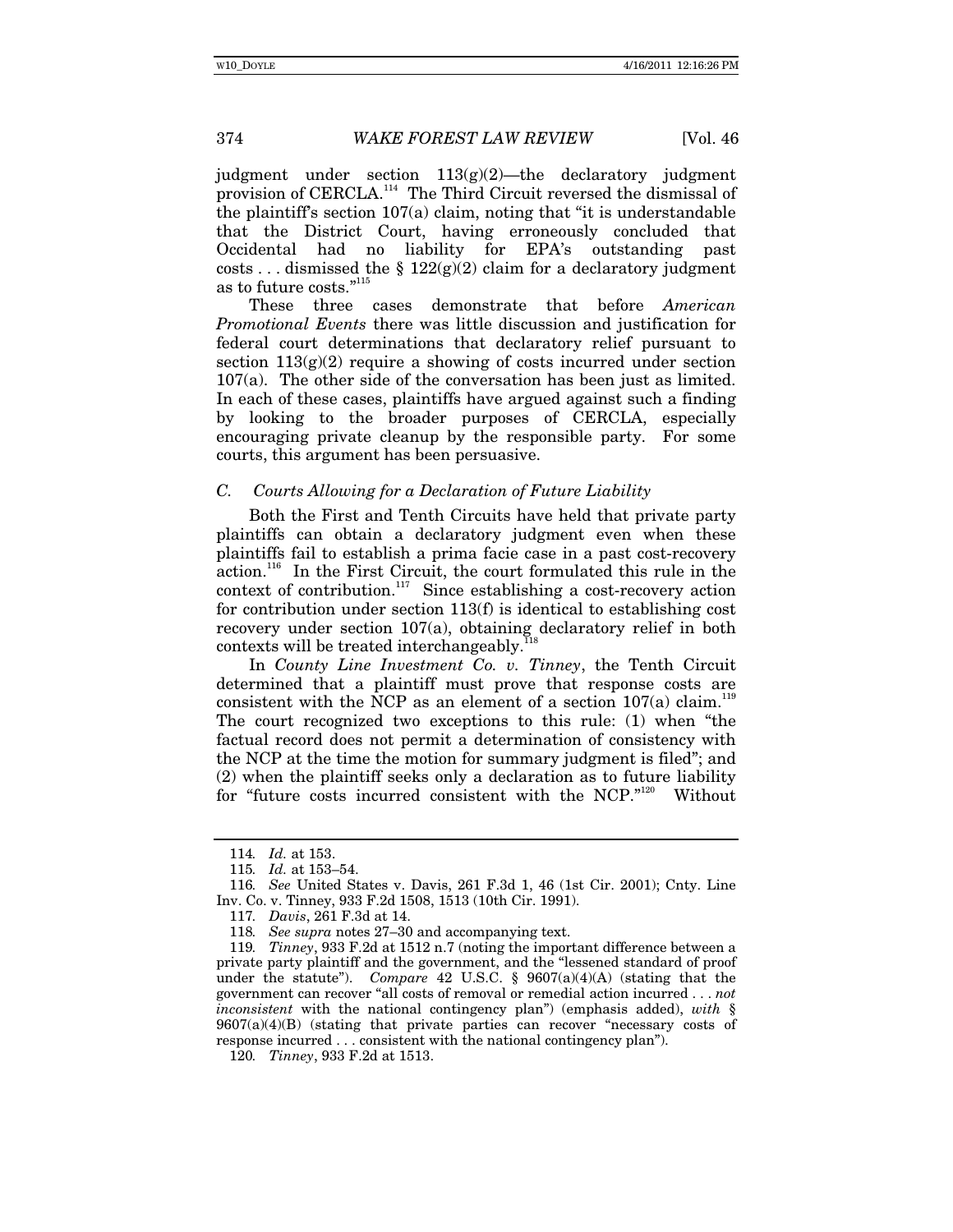judgment under section 113(g)(2)—the declaratory judgment provision of CERCLA.[114] The Third Circuit reversed the dismissal of the plaintiff's section 107(a) claim, noting that "it is understandable that the District Court, having erroneously concluded that Occidental had no liability for EPA's outstanding past costs . . . dismissed the § 122(g)(2) claim for a declaratory judgment as to future costs."[115]

These three cases demonstrate that before *American Promotional Events* there was little discussion and justification for federal court determinations that declaratory relief pursuant to section 113(g)(2) require a showing of costs incurred under section 107(a). The other side of the conversation has been just as limited. In each of these cases, plaintiffs have argued against such a finding by looking to the broader purposes of CERCLA, especially encouraging private cleanup by the responsible party. For some courts, this argument has been persuasive.

### *C. Courts Allowing for a Declaration of Future Liability*

Both the First and Tenth Circuits have held that private party plaintiffs can obtain a declaratory judgment even when these plaintiffs fail to establish a prima facie case in a past cost-recovery action.[116] In the First Circuit, the court formulated this rule in the context of contribution.[117] Since establishing a cost-recovery action for contribution under section 113(f) is identical to establishing cost recovery under section 107(a), obtaining declaratory relief in both contexts will be treated interchangeably.[118]

In *County Line Investment Co. v. Tinney*, the Tenth Circuit determined that a plaintiff must prove that response costs are consistent with the NCP as an element of a section 107(a) claim.[119] The court recognized two exceptions to this rule: (1) when "the factual record does not permit a determination of consistency with the NCP at the time the motion for summary judgment is filed"; and (2) when the plaintiff seeks only a declaration as to future liability for "future costs incurred consistent with the NCP."[120] Without

---

114. *Id.* at 153.

115. *Id.* at 153–54.

116. *See* United States v. Davis, 261 F.3d 1, 46 (1st Cir. 2001); Cnty. Line Inv. Co. v. Tinney, 933 F.2d 1508, 1513 (10th Cir. 1991).

117. *Davis*, 261 F.3d at 14.

118. *See supra* notes 27–30 and accompanying text.

119. *Tinney*, 933 F.2d at 1512 n.7 (noting the important difference between a private party plaintiff and the government, and the "lessened standard of proof under the statute"). *Compare* 42 U.S.C. § 9607(a)(4)(A) (stating that the government can recover "all costs of removal or remedial action incurred . . . *not inconsistent* with the national contingency plan") (emphasis added), *with* § 9607(a)(4)(B) (stating that private parties can recover "necessary costs of response incurred . . . consistent with the national contingency plan").

120. *Tinney*, 933 F.2d at 1513.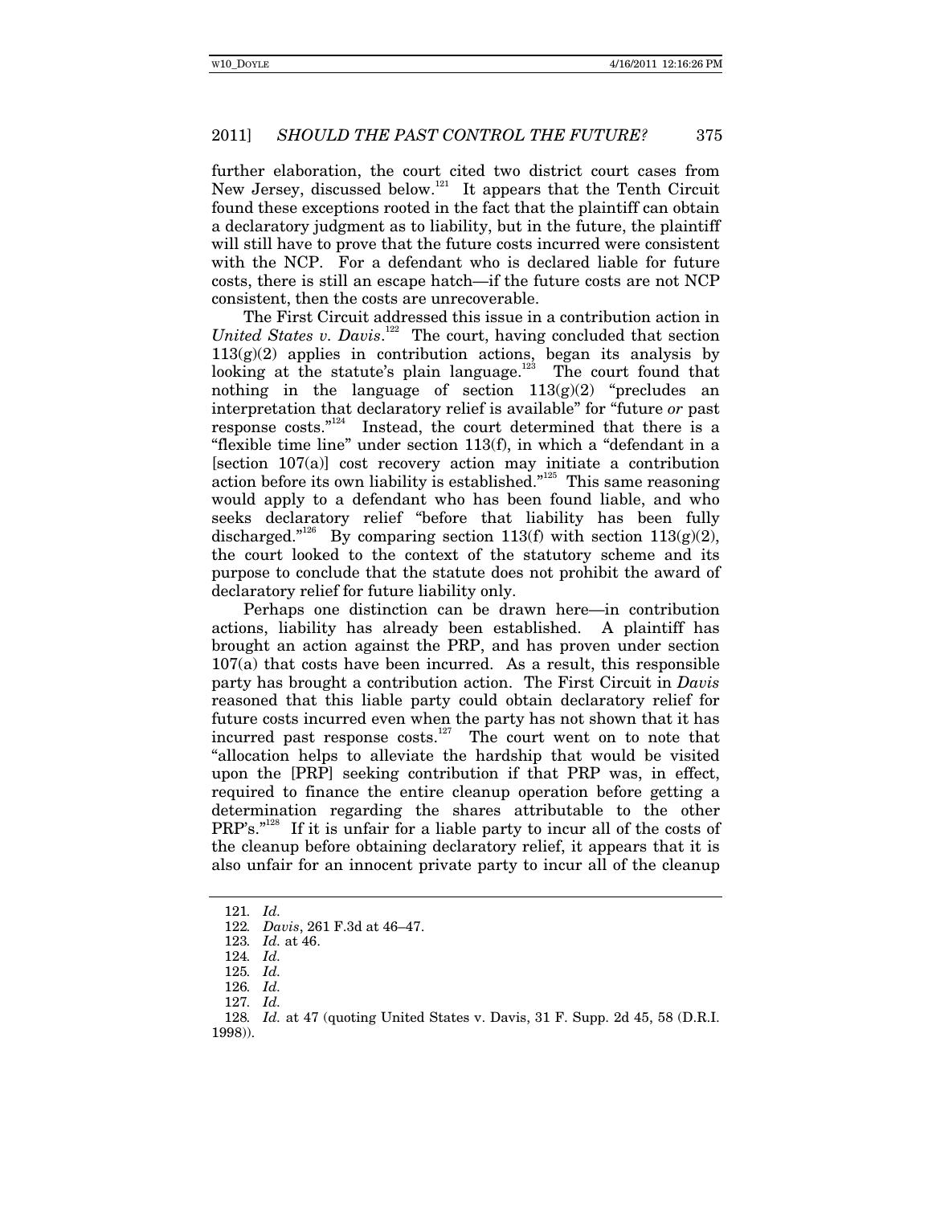further elaboration, the court cited two district court cases from New Jersey, discussed below.[121] It appears that the Tenth Circuit found these exceptions rooted in the fact that the plaintiff can obtain a declaratory judgment as to liability, but in the future, the plaintiff will still have to prove that the future costs incurred were consistent with the NCP. For a defendant who is declared liable for future costs, there is still an escape hatch—if the future costs are not NCP consistent, then the costs are unrecoverable.

The First Circuit addressed this issue in a contribution action in *United States v. Davis*.[122] The court, having concluded that section 113(g)(2) applies in contribution actions, began its analysis by looking at the statute's plain language.[123] The court found that nothing in the language of section 113(g)(2) "precludes an interpretation that declaratory relief is available" for "future *or* past response costs."[124] Instead, the court determined that there is a "flexible time line" under section 113(f), in which a "defendant in a [section 107(a)] cost recovery action may initiate a contribution action before its own liability is established."[125] This same reasoning would apply to a defendant who has been found liable, and who seeks declaratory relief "before that liability has been fully discharged."[126] By comparing section 113(f) with section 113(g)(2), the court looked to the context of the statutory scheme and its purpose to conclude that the statute does not prohibit the award of declaratory relief for future liability only.

Perhaps one distinction can be drawn here—in contribution actions, liability has already been established. A plaintiff has brought an action against the PRP, and has proven under section 107(a) that costs have been incurred. As a result, this responsible party has brought a contribution action. The First Circuit in *Davis* reasoned that this liable party could obtain declaratory relief for future costs incurred even when the party has not shown that it has incurred past response costs.[127] The court went on to note that "allocation helps to alleviate the hardship that would be visited upon the [PRP] seeking contribution if that PRP was, in effect, required to finance the entire cleanup operation before getting a determination regarding the shares attributable to the other PRP's."[128] If it is unfair for a liable party to incur all of the costs of the cleanup before obtaining declaratory relief, it appears that it is also unfair for an innocent private party to incur all of the cleanup

---

121. *Id.*

122. *Davis*, 261 F.3d at 46–47.

123. *Id.* at 46.

124. *Id.*

125. *Id.*

126. *Id.*

127. *Id.*

128. *Id.* at 47 (quoting United States v. Davis, 31 F. Supp. 2d 45, 58 (D.R.I. 1998)).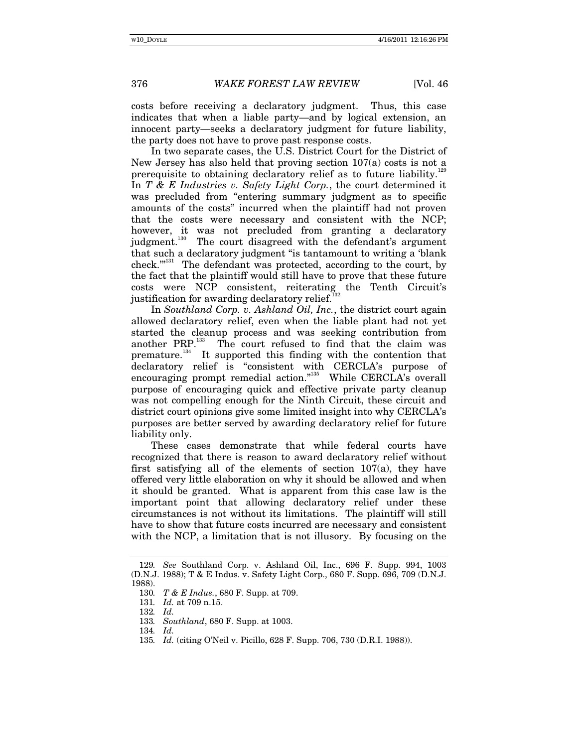costs before receiving a declaratory judgment. Thus, this case indicates that when a liable party—and by logical extension, an innocent party—seeks a declaratory judgment for future liability, the party does not have to prove past response costs.

In two separate cases, the U.S. District Court for the District of New Jersey has also held that proving section 107(a) costs is not a prerequisite to obtaining declaratory relief as to future liability.[129] In *T & E Industries v. Safety Light Corp.*, the court determined it was precluded from "entering summary judgment as to specific amounts of the costs" incurred when the plaintiff had not proven that the costs were necessary and consistent with the NCP; however, it was not precluded from granting a declaratory judgment.[130] The court disagreed with the defendant's argument that such a declaratory judgment "is tantamount to writing a 'blank check.'"[131] The defendant was protected, according to the court, by the fact that the plaintiff would still have to prove that these future costs were NCP consistent, reiterating the Tenth Circuit's justification for awarding declaratory relief.[132]

In *Southland Corp. v. Ashland Oil, Inc.*, the district court again allowed declaratory relief, even when the liable plant had not yet started the cleanup process and was seeking contribution from another PRP.[133] The court refused to find that the claim was premature.[134] It supported this finding with the contention that declaratory relief is "consistent with CERCLA's purpose of encouraging prompt remedial action."[135] While CERCLA's overall purpose of encouraging quick and effective private party cleanup was not compelling enough for the Ninth Circuit, these circuit and district court opinions give some limited insight into why CERCLA's purposes are better served by awarding declaratory relief for future liability only.

These cases demonstrate that while federal courts have recognized that there is reason to award declaratory relief without first satisfying all of the elements of section 107(a), they have offered very little elaboration on why it should be allowed and when it should be granted. What is apparent from this case law is the important point that allowing declaratory relief under these circumstances is not without its limitations. The plaintiff will still have to show that future costs incurred are necessary and consistent with the NCP, a limitation that is not illusory. By focusing on the

---

129. *See* Southland Corp. v. Ashland Oil, Inc., 696 F. Supp. 994, 1003 (D.N.J. 1988); T & E Indus. v. Safety Light Corp., 680 F. Supp. 696, 709 (D.N.J. 1988).

130. *T & E Indus.*, 680 F. Supp. at 709.

131. *Id.* at 709 n.15.

132. *Id.*

133. *Southland*, 680 F. Supp. at 1003.

134. *Id.*

135. *Id.* (citing O'Neil v. Picillo, 628 F. Supp. 706, 730 (D.R.I. 1988)).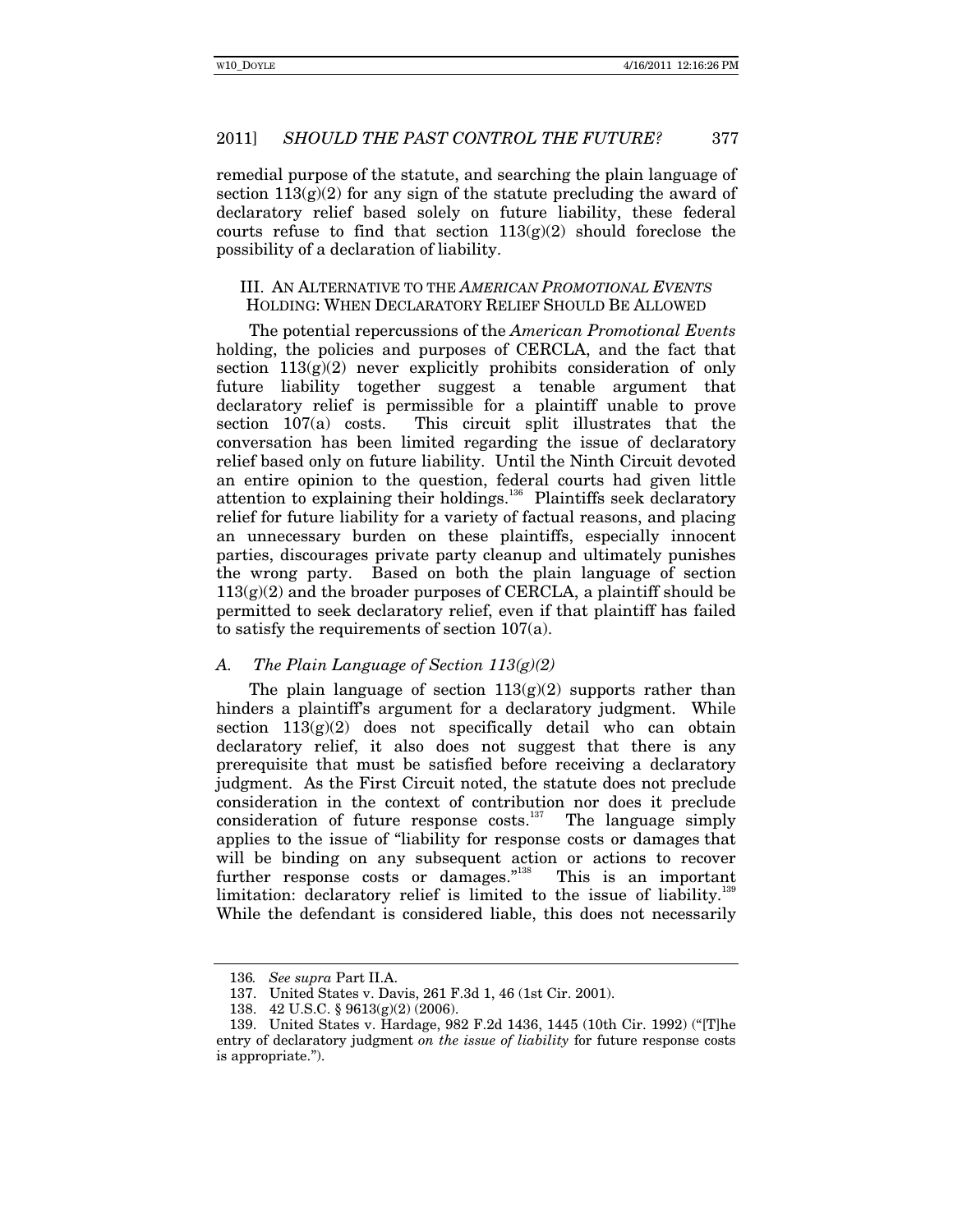remedial purpose of the statute, and searching the plain language of section 113(g)(2) for any sign of the statute precluding the award of declaratory relief based solely on future liability, these federal courts refuse to find that section 113(g)(2) should foreclose the possibility of a declaration of liability.

## III. AN ALTERNATIVE TO THE *AMERICAN PROMOTIONAL EVENTS* HOLDING: WHEN DECLARATORY RELIEF SHOULD BE ALLOWED

The potential repercussions of the *American Promotional Events* holding, the policies and purposes of CERCLA, and the fact that section 113(g)(2) never explicitly prohibits consideration of only future liability together suggest a tenable argument that declaratory relief is permissible for a plaintiff unable to prove section 107(a) costs. This circuit split illustrates that the conversation has been limited regarding the issue of declaratory relief based only on future liability. Until the Ninth Circuit devoted an entire opinion to the question, federal courts had given little attention to explaining their holdings.[136] Plaintiffs seek declaratory relief for future liability for a variety of factual reasons, and placing an unnecessary burden on these plaintiffs, especially innocent parties, discourages private party cleanup and ultimately punishes the wrong party. Based on both the plain language of section 113(g)(2) and the broader purposes of CERCLA, a plaintiff should be permitted to seek declaratory relief, even if that plaintiff has failed to satisfy the requirements of section 107(a).

### *A. The Plain Language of Section 113(g)(2)*

The plain language of section 113(g)(2) supports rather than hinders a plaintiff's argument for a declaratory judgment. While section 113(g)(2) does not specifically detail who can obtain declaratory relief, it also does not suggest that there is any prerequisite that must be satisfied before receiving a declaratory judgment. As the First Circuit noted, the statute does not preclude consideration in the context of contribution nor does it preclude consideration of future response costs.[137] The language simply applies to the issue of "liability for response costs or damages that will be binding on any subsequent action or actions to recover further response costs or damages."[138] This is an important limitation: declaratory relief is limited to the issue of liability.[139] While the defendant is considered liable, this does not necessarily

---

136. *See supra* Part II.A.

137. United States v. Davis, 261 F.3d 1, 46 (1st Cir. 2001).

138. 42 U.S.C. § 9613(g)(2) (2006).

139. United States v. Hardage, 982 F.2d 1436, 1445 (10th Cir. 1992) ("[T]he entry of declaratory judgment *on the issue of liability* for future response costs is appropriate.").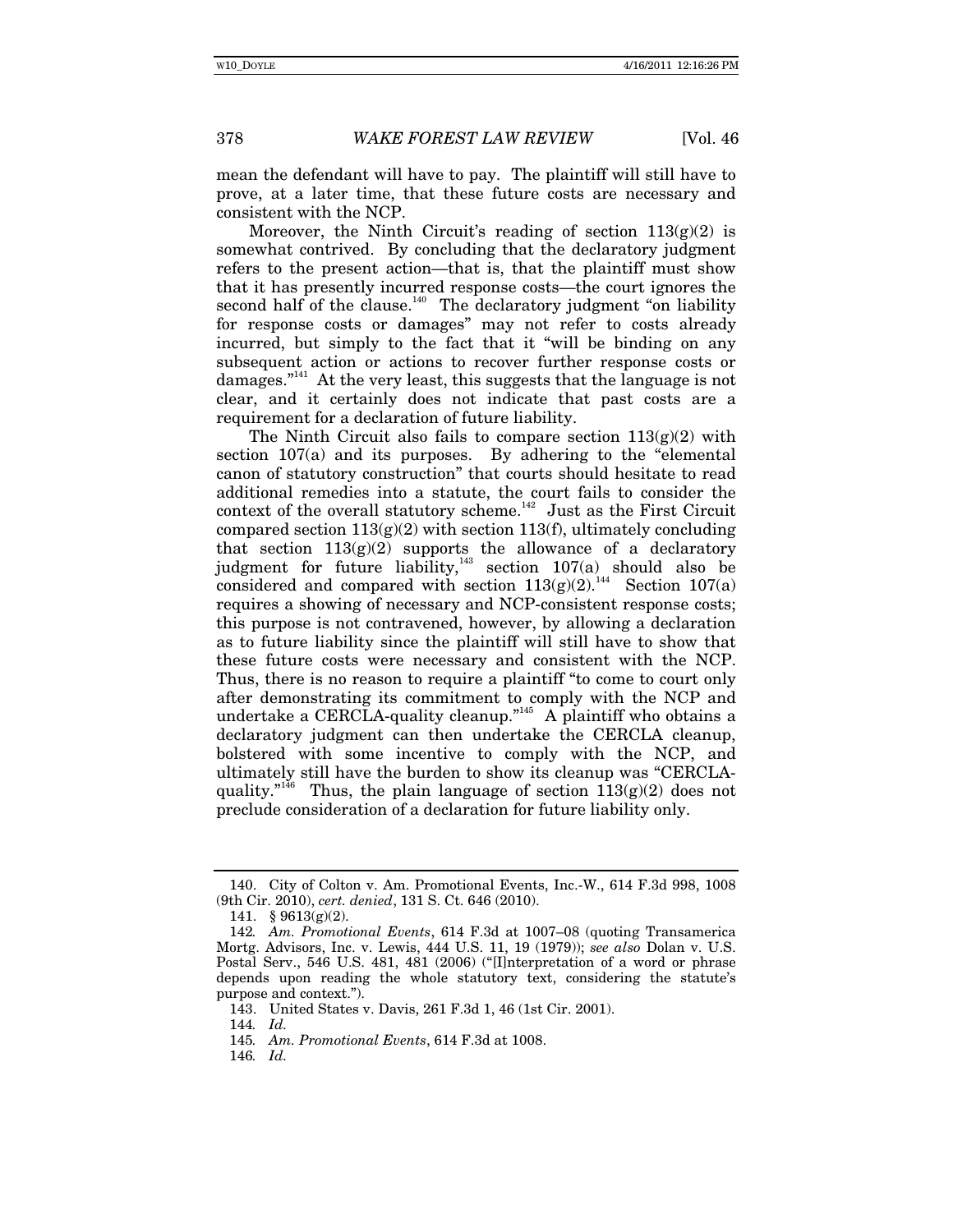mean the defendant will have to pay. The plaintiff will still have to prove, at a later time, that these future costs are necessary and consistent with the NCP.

Moreover, the Ninth Circuit's reading of section 113(g)(2) is somewhat contrived. By concluding that the declaratory judgment refers to the present action—that is, that the plaintiff must show that it has presently incurred response costs—the court ignores the second half of the clause.[140] The declaratory judgment "on liability for response costs or damages" may not refer to costs already incurred, but simply to the fact that it "will be binding on any subsequent action or actions to recover further response costs or damages."[141] At the very least, this suggests that the language is not clear, and it certainly does not indicate that past costs are a requirement for a declaration of future liability.

The Ninth Circuit also fails to compare section 113(g)(2) with section 107(a) and its purposes. By adhering to the "elemental canon of statutory construction" that courts should hesitate to read additional remedies into a statute, the court fails to consider the context of the overall statutory scheme.[142] Just as the First Circuit compared section 113(g)(2) with section 113(f), ultimately concluding that section 113(g)(2) supports the allowance of a declaratory judgment for future liability,[143] section 107(a) should also be considered and compared with section 113(g)(2).[144] Section 107(a) requires a showing of necessary and NCP-consistent response costs; this purpose is not contravened, however, by allowing a declaration as to future liability since the plaintiff will still have to show that these future costs were necessary and consistent with the NCP. Thus, there is no reason to require a plaintiff "to come to court only after demonstrating its commitment to comply with the NCP and undertake a CERCLA-quality cleanup."[145] A plaintiff who obtains a declaratory judgment can then undertake the CERCLA cleanup, bolstered with some incentive to comply with the NCP, and ultimately still have the burden to show its cleanup was "CERCLA-quality."[146] Thus, the plain language of section 113(g)(2) does not preclude consideration of a declaration for future liability only.

---

140. City of Colton v. Am. Promotional Events, Inc.-W., 614 F.3d 998, 1008 (9th Cir. 2010), *cert. denied*, 131 S. Ct. 646 (2010).

141. § 9613(g)(2).

142. *Am. Promotional Events*, 614 F.3d at 1007–08 (quoting Transamerica Mortg. Advisors, Inc. v. Lewis, 444 U.S. 11, 19 (1979)); *see also* Dolan v. U.S. Postal Serv., 546 U.S. 481, 481 (2006) ("[I]nterpretation of a word or phrase depends upon reading the whole statutory text, considering the statute's purpose and context.").

143. United States v. Davis, 261 F.3d 1, 46 (1st Cir. 2001).

144. *Id.*

145. *Am. Promotional Events*, 614 F.3d at 1008.

146. *Id.*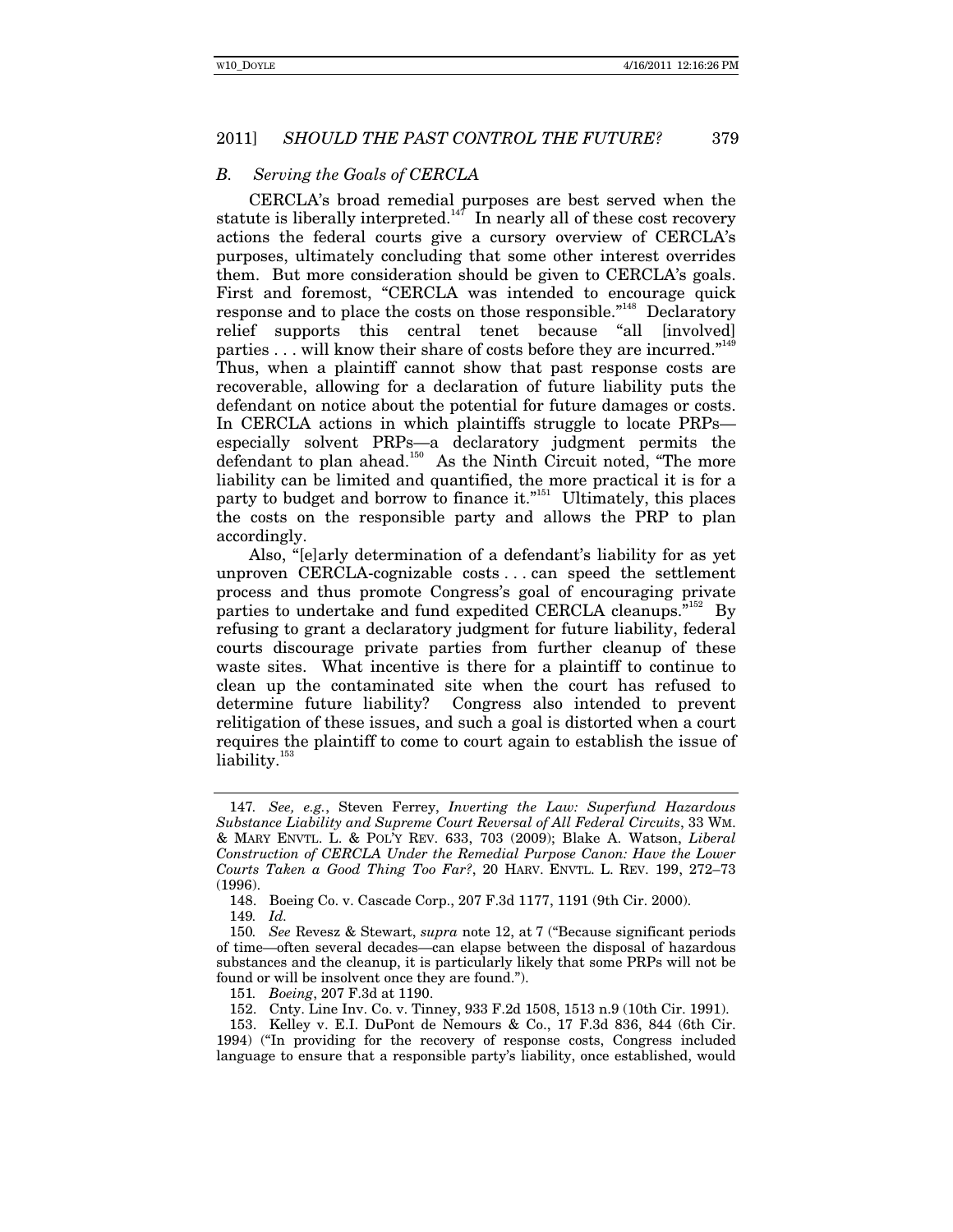### *B. Serving the Goals of CERCLA*

CERCLA's broad remedial purposes are best served when the statute is liberally interpreted.[147] In nearly all of these cost recovery actions the federal courts give a cursory overview of CERCLA's purposes, ultimately concluding that some other interest overrides them. But more consideration should be given to CERCLA's goals. First and foremost, "CERCLA was intended to encourage quick response and to place the costs on those responsible."[148] Declaratory relief supports this central tenet because "all [involved] parties . . . will know their share of costs before they are incurred."[149] Thus, when a plaintiff cannot show that past response costs are recoverable, allowing for a declaration of future liability puts the defendant on notice about the potential for future damages or costs. In CERCLA actions in which plaintiffs struggle to locate PRPs—especially solvent PRPs—a declaratory judgment permits the defendant to plan ahead.[150] As the Ninth Circuit noted, "The more liability can be limited and quantified, the more practical it is for a party to budget and borrow to finance it."[151] Ultimately, this places the costs on the responsible party and allows the PRP to plan accordingly.

Also, "[e]arly determination of a defendant's liability for as yet unproven CERCLA-cognizable costs . . . can speed the settlement process and thus promote Congress's goal of encouraging private parties to undertake and fund expedited CERCLA cleanups."[152] By refusing to grant a declaratory judgment for future liability, federal courts discourage private parties from further cleanup of these waste sites. What incentive is there for a plaintiff to continue to clean up the contaminated site when the court has refused to determine future liability? Congress also intended to prevent relitigation of these issues, and such a goal is distorted when a court requires the plaintiff to come to court again to establish the issue of liability.[153]

---

147. *See, e.g.*, Steven Ferrey, *Inverting the Law: Superfund Hazardous Substance Liability and Supreme Court Reversal of All Federal Circuits*, 33 WM. & MARY ENVTL. L. & POL'Y REV. 633, 703 (2009); Blake A. Watson, *Liberal Construction of CERCLA Under the Remedial Purpose Canon: Have the Lower Courts Taken a Good Thing Too Far?*, 20 HARV. ENVTL. L. REV. 199, 272–73 (1996).

148. Boeing Co. v. Cascade Corp., 207 F.3d 1177, 1191 (9th Cir. 2000).

149. *Id.*

150. *See* Revesz & Stewart, *supra* note 12, at 7 ("Because significant periods of time—often several decades—can elapse between the disposal of hazardous substances and the cleanup, it is particularly likely that some PRPs will not be found or will be insolvent once they are found.").

151. *Boeing*, 207 F.3d at 1190.

152. Cnty. Line Inv. Co. v. Tinney, 933 F.2d 1508, 1513 n.9 (10th Cir. 1991).

153. Kelley v. E.I. DuPont de Nemours & Co., 17 F.3d 836, 844 (6th Cir. 1994) ("In providing for the recovery of response costs, Congress included language to ensure that a responsible party's liability, once established, would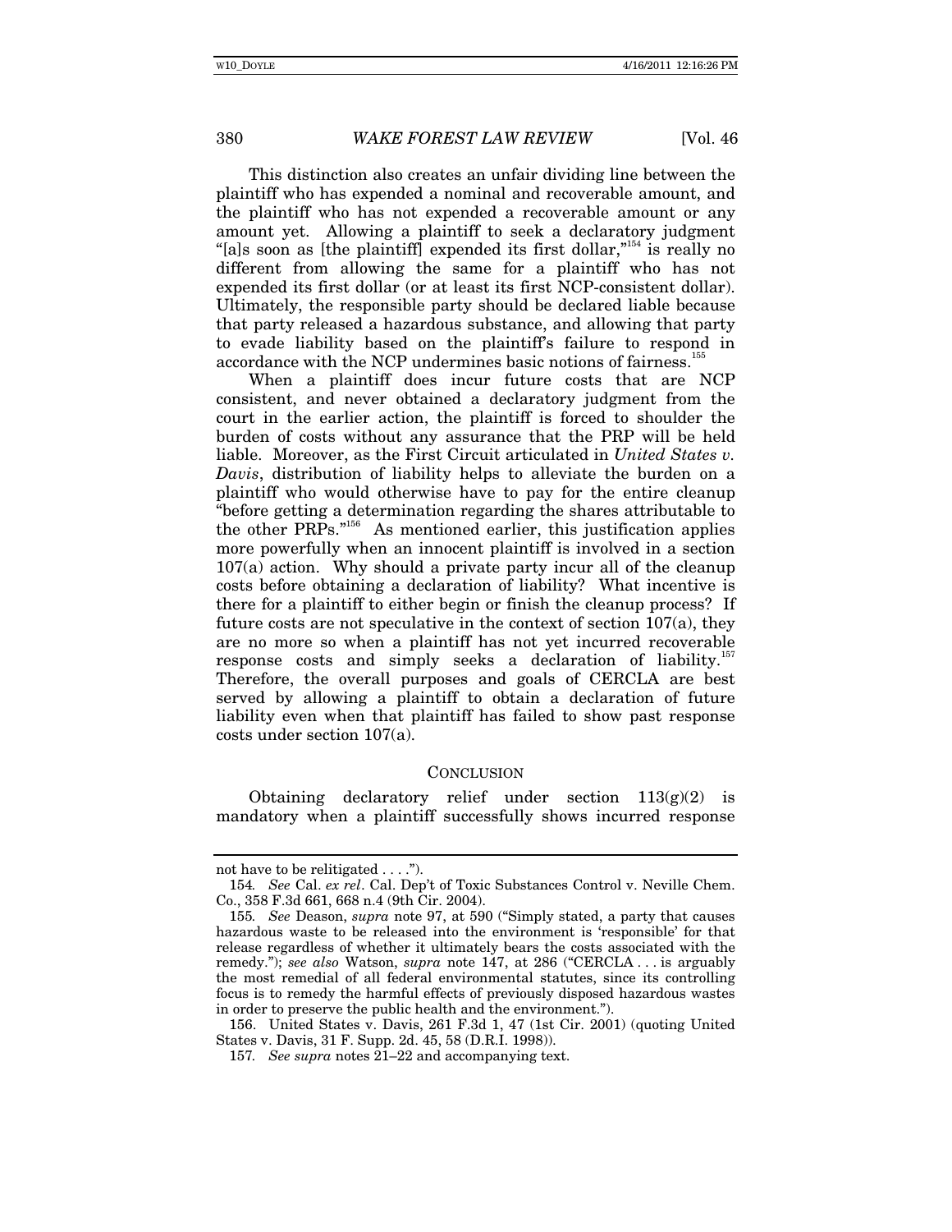This distinction also creates an unfair dividing line between the plaintiff who has expended a nominal and recoverable amount, and the plaintiff who has not expended a recoverable amount or any amount yet. Allowing a plaintiff to seek a declaratory judgment "[a]s soon as [the plaintiff] expended its first dollar,"[154] is really no different from allowing the same for a plaintiff who has not expended its first dollar (or at least its first NCP-consistent dollar). Ultimately, the responsible party should be declared liable because that party released a hazardous substance, and allowing that party to evade liability based on the plaintiff's failure to respond in accordance with the NCP undermines basic notions of fairness.[155]

When a plaintiff does incur future costs that are NCP consistent, and never obtained a declaratory judgment from the court in the earlier action, the plaintiff is forced to shoulder the burden of costs without any assurance that the PRP will be held liable. Moreover, as the First Circuit articulated in *United States v. Davis*, distribution of liability helps to alleviate the burden on a plaintiff who would otherwise have to pay for the entire cleanup "before getting a determination regarding the shares attributable to the other PRPs."[156] As mentioned earlier, this justification applies more powerfully when an innocent plaintiff is involved in a section 107(a) action. Why should a private party incur all of the cleanup costs before obtaining a declaration of liability? What incentive is there for a plaintiff to either begin or finish the cleanup process? If future costs are not speculative in the context of section 107(a), they are no more so when a plaintiff has not yet incurred recoverable response costs and simply seeks a declaration of liability.[157] Therefore, the overall purposes and goals of CERCLA are best served by allowing a plaintiff to obtain a declaration of future liability even when that plaintiff has failed to show past response costs under section 107(a).

## CONCLUSION

Obtaining declaratory relief under section 113(g)(2) is mandatory when a plaintiff successfully shows incurred response

---

not have to be relitigated . . . .").

154. *See* Cal. *ex rel*. Cal. Dep't of Toxic Substances Control v. Neville Chem. Co., 358 F.3d 661, 668 n.4 (9th Cir. 2004).

155. *See* Deason, *supra* note 97, at 590 ("Simply stated, a party that causes hazardous waste to be released into the environment is 'responsible' for that release regardless of whether it ultimately bears the costs associated with the remedy."); *see also* Watson, *supra* note 147, at 286 ("CERCLA . . . is arguably the most remedial of all federal environmental statutes, since its controlling focus is to remedy the harmful effects of previously disposed hazardous wastes in order to preserve the public health and the environment.").

156. United States v. Davis, 261 F.3d 1, 47 (1st Cir. 2001) (quoting United States v. Davis, 31 F. Supp. 2d. 45, 58 (D.R.I. 1998)).

157. *See supra* notes 21–22 and accompanying text.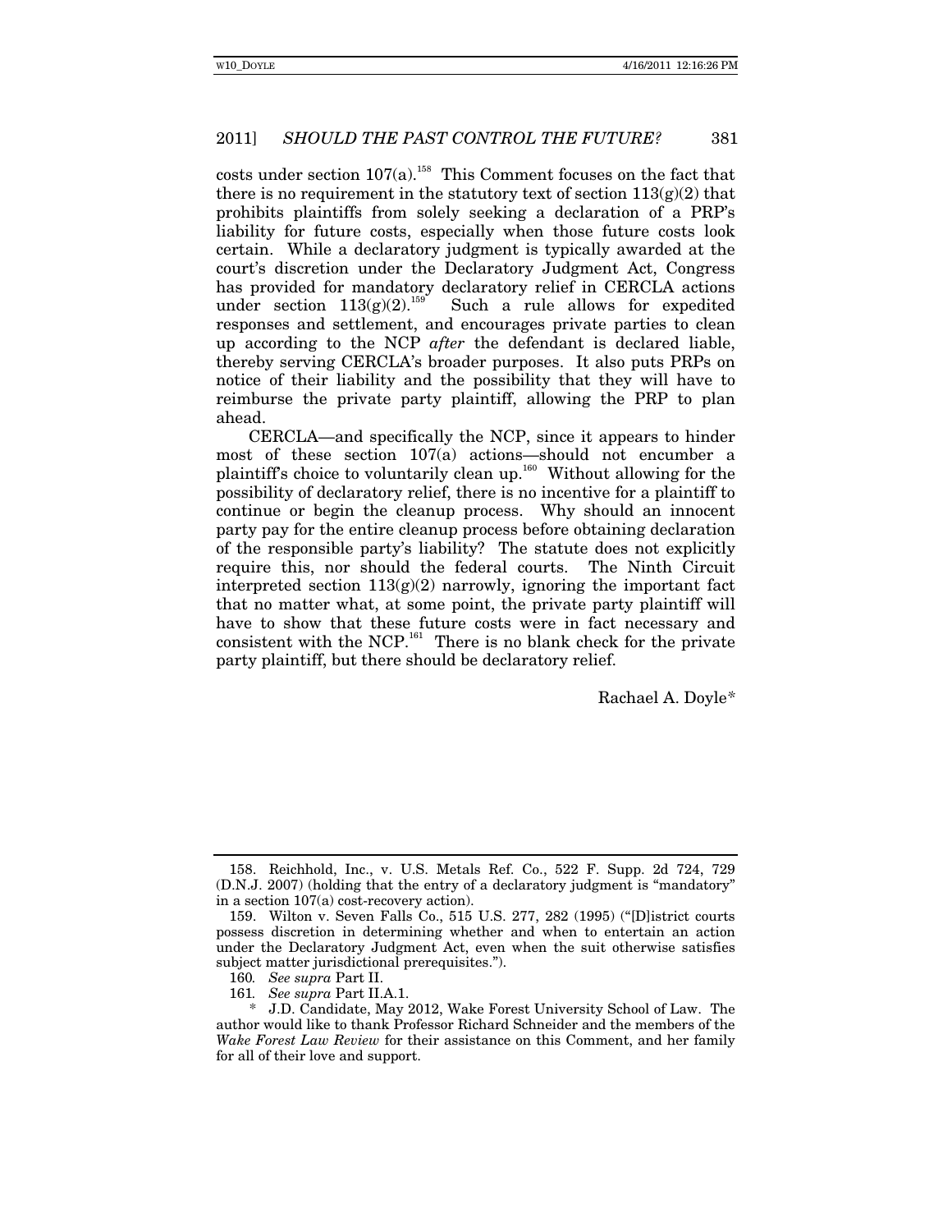costs under section 107(a).[158] This Comment focuses on the fact that there is no requirement in the statutory text of section 113(g)(2) that prohibits plaintiffs from solely seeking a declaration of a PRP's liability for future costs, especially when those future costs look certain. While a declaratory judgment is typically awarded at the court's discretion under the Declaratory Judgment Act, Congress has provided for mandatory declaratory relief in CERCLA actions under section 113(g)(2).[159] Such a rule allows for expedited responses and settlement, and encourages private parties to clean up according to the NCP *after* the defendant is declared liable, thereby serving CERCLA's broader purposes. It also puts PRPs on notice of their liability and the possibility that they will have to reimburse the private party plaintiff, allowing the PRP to plan ahead.

CERCLA—and specifically the NCP, since it appears to hinder most of these section 107(a) actions—should not encumber a plaintiff's choice to voluntarily clean up.[160] Without allowing for the possibility of declaratory relief, there is no incentive for a plaintiff to continue or begin the cleanup process. Why should an innocent party pay for the entire cleanup process before obtaining declaration of the responsible party's liability? The statute does not explicitly require this, nor should the federal courts. The Ninth Circuit interpreted section 113(g)(2) narrowly, ignoring the important fact that no matter what, at some point, the private party plaintiff will have to show that these future costs were in fact necessary and consistent with the NCP.[161] There is no blank check for the private party plaintiff, but there should be declaratory relief.

Rachael A. Doyle*

---

158. Reichhold, Inc., v. U.S. Metals Ref. Co., 522 F. Supp. 2d 724, 729 (D.N.J. 2007) (holding that the entry of a declaratory judgment is "mandatory" in a section 107(a) cost-recovery action).

159. Wilton v. Seven Falls Co., 515 U.S. 277, 282 (1995) ("[D]istrict courts possess discretion in determining whether and when to entertain an action under the Declaratory Judgment Act, even when the suit otherwise satisfies subject matter jurisdictional prerequisites.").

160. *See supra* Part II.

161. *See supra* Part II.A.1.

\* J.D. Candidate, May 2012, Wake Forest University School of Law. The author would like to thank Professor Richard Schneider and the members of the *Wake Forest Law Review* for their assistance on this Comment, and her family for all of their love and support.